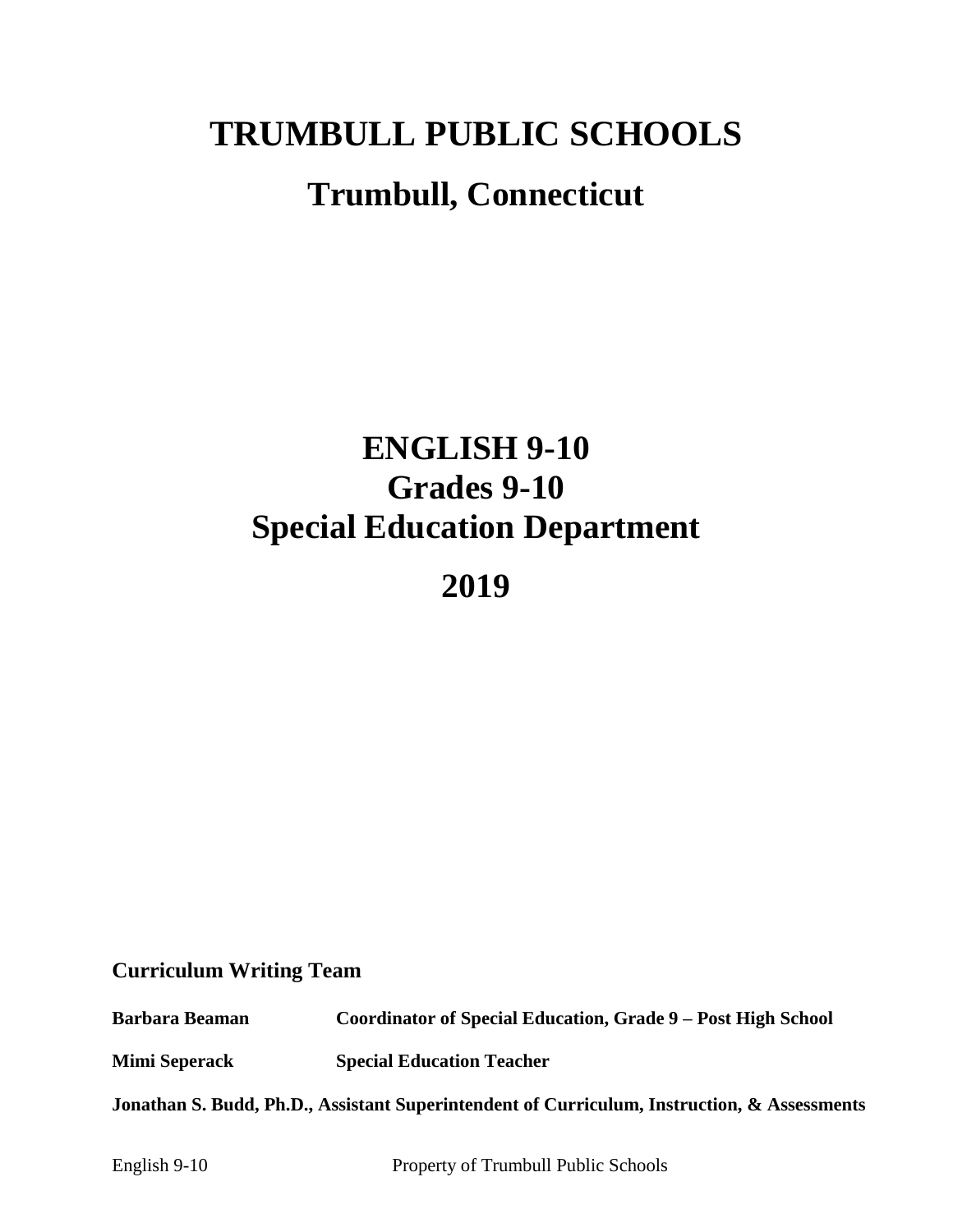# TRUMBULL PUBLIC SCHOOLS

## Trumbull, Connecticut

# ENGLISH 9-10
## Grades 9-10
## Special Education Department

## 2019

**Curriculum Writing Team**

| | |
|---|---|
| **Barbara Beaman** | **Coordinator of Special Education, Grade 9 – Post High School** |
| **Mimi Seperack** | **Special Education Teacher** |

**Jonathan S. Budd, Ph.D., Assistant Superintendent of Curriculum, Instruction, & Assessments**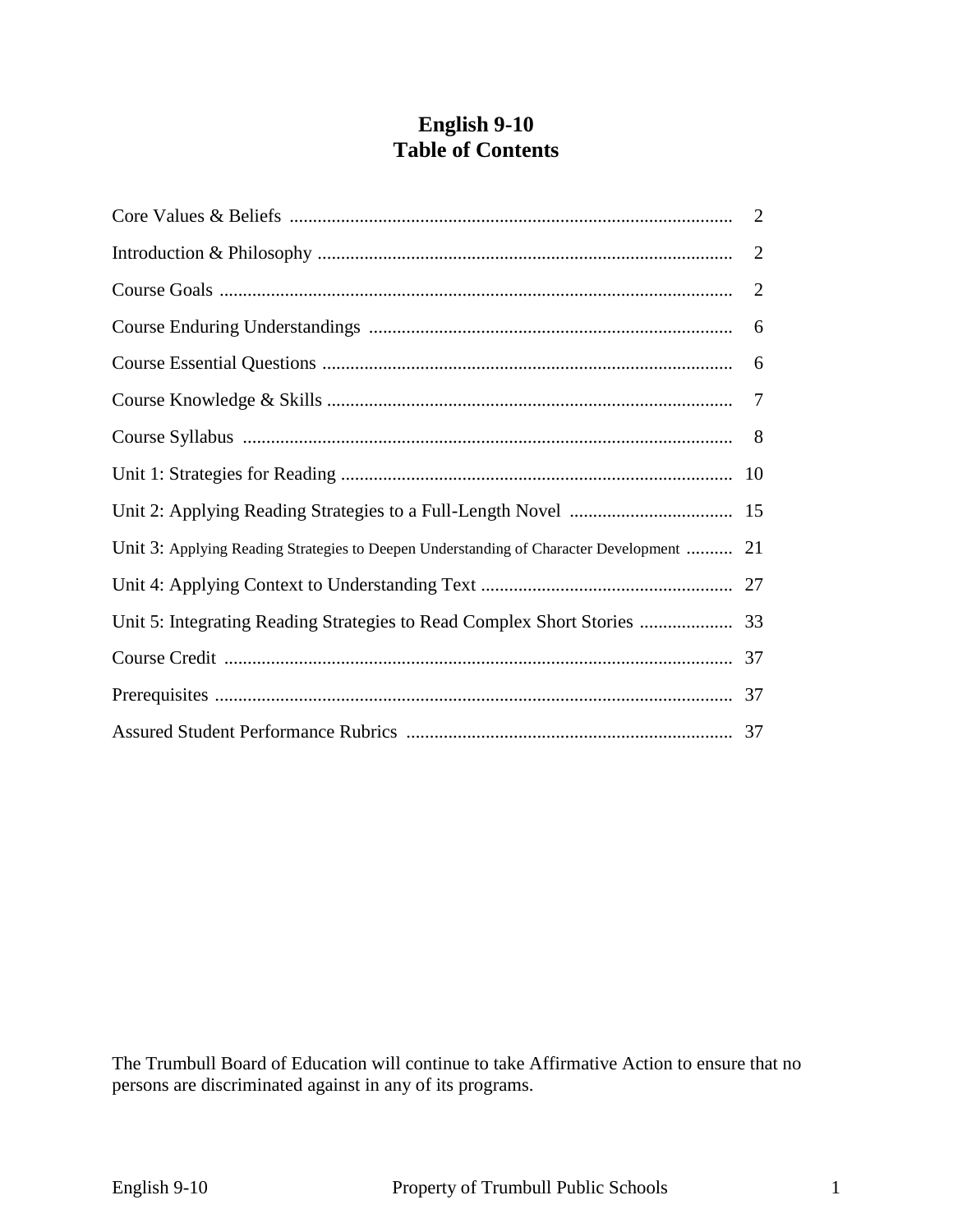# English 9-10
# Table of Contents

| Section | Page |
|---|---|
| Core Values & Beliefs | 2 |
| Introduction & Philosophy | 2 |
| Course Goals | 2 |
| Course Enduring Understandings | 6 |
| Course Essential Questions | 6 |
| Course Knowledge & Skills | 7 |
| Course Syllabus | 8 |
| Unit 1: Strategies for Reading | 10 |
| Unit 2: Applying Reading Strategies to a Full-Length Novel | 15 |
| Unit 3: Applying Reading Strategies to Deepen Understanding of Character Development | 21 |
| Unit 4: Applying Context to Understanding Text | 27 |
| Unit 5: Integrating Reading Strategies to Read Complex Short Stories | 33 |
| Course Credit | 37 |
| Prerequisites | 37 |
| Assured Student Performance Rubrics | 37 |

The Trumbull Board of Education will continue to take Affirmative Action to ensure that no persons are discriminated against in any of its programs.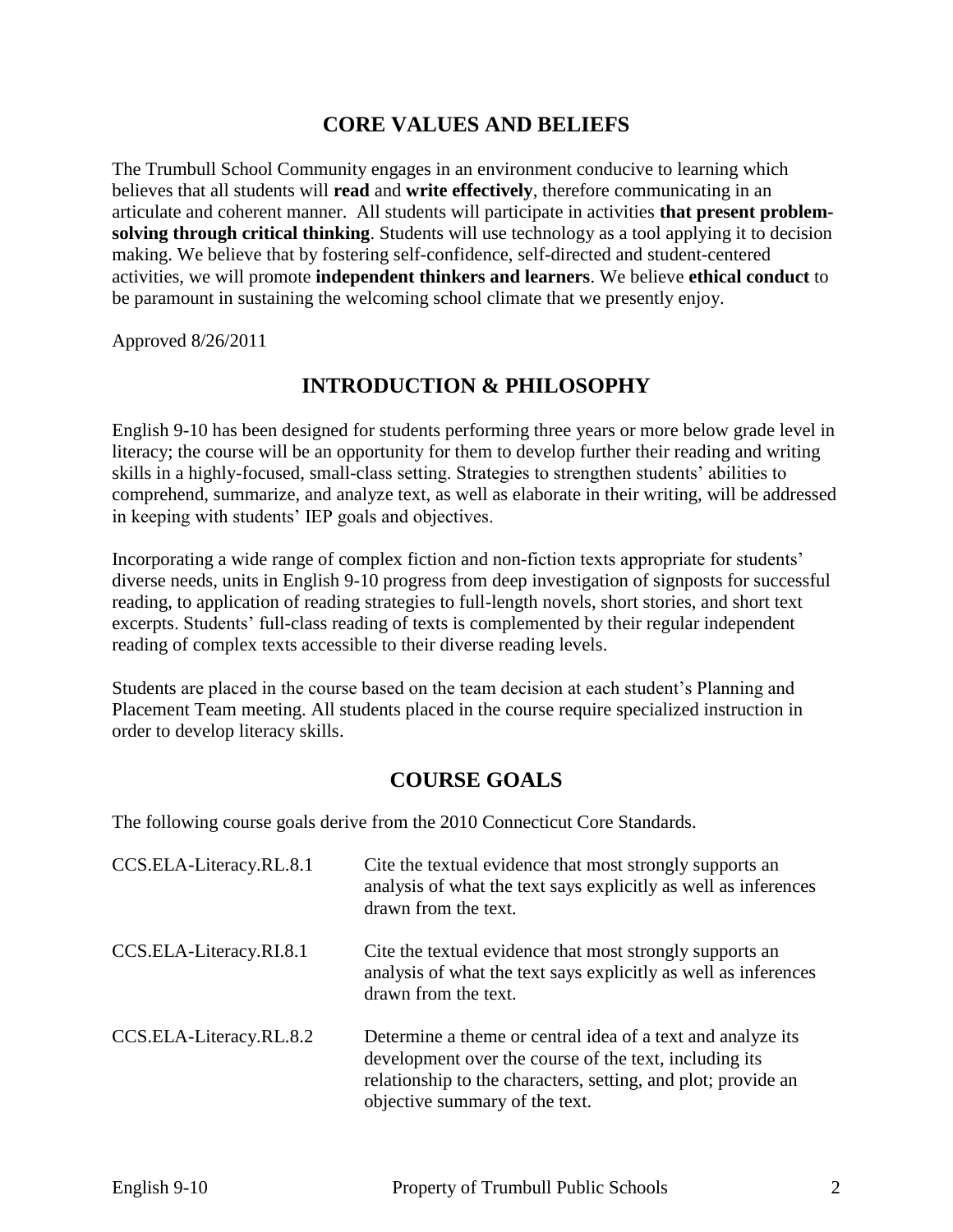## CORE VALUES AND BELIEFS

The Trumbull School Community engages in an environment conducive to learning which believes that all students will **read** and **write effectively**, therefore communicating in an articulate and coherent manner. All students will participate in activities **that present problem-solving through critical thinking**. Students will use technology as a tool applying it to decision making. We believe that by fostering self-confidence, self-directed and student-centered activities, we will promote **independent thinkers and learners**. We believe **ethical conduct** to be paramount in sustaining the welcoming school climate that we presently enjoy.

Approved 8/26/2011

## INTRODUCTION & PHILOSOPHY

English 9-10 has been designed for students performing three years or more below grade level in literacy; the course will be an opportunity for them to develop further their reading and writing skills in a highly-focused, small-class setting. Strategies to strengthen students' abilities to comprehend, summarize, and analyze text, as well as elaborate in their writing, will be addressed in keeping with students' IEP goals and objectives.

Incorporating a wide range of complex fiction and non-fiction texts appropriate for students' diverse needs, units in English 9-10 progress from deep investigation of signposts for successful reading, to application of reading strategies to full-length novels, short stories, and short text excerpts. Students' full-class reading of texts is complemented by their regular independent reading of complex texts accessible to their diverse reading levels.

Students are placed in the course based on the team decision at each student's Planning and Placement Team meeting. All students placed in the course require specialized instruction in order to develop literacy skills.

## COURSE GOALS

The following course goals derive from the 2010 Connecticut Core Standards.

| | |
|---|---|
| CCS.ELA-Literacy.RL.8.1 | Cite the textual evidence that most strongly supports an analysis of what the text says explicitly as well as inferences drawn from the text. |
| CCS.ELA-Literacy.RI.8.1 | Cite the textual evidence that most strongly supports an analysis of what the text says explicitly as well as inferences drawn from the text. |
| CCS.ELA-Literacy.RL.8.2 | Determine a theme or central idea of a text and analyze its development over the course of the text, including its relationship to the characters, setting, and plot; provide an objective summary of the text. |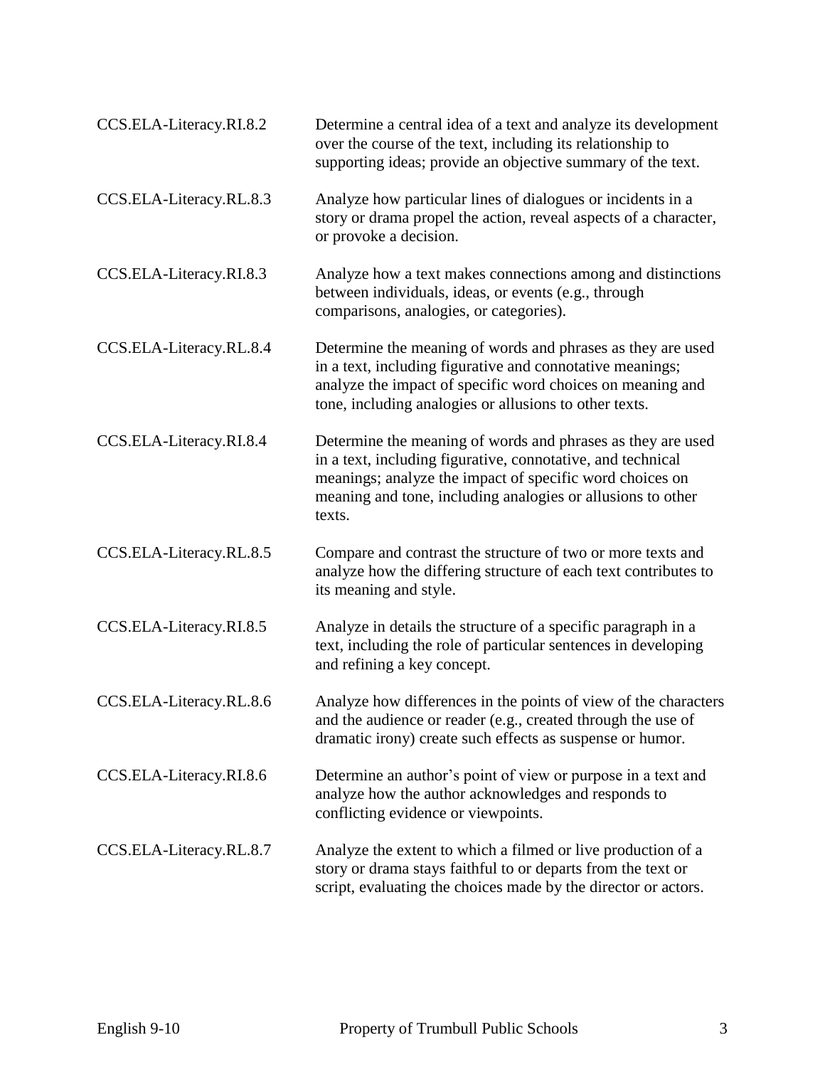| | |
|---|---|
| CCS.ELA-Literacy.RI.8.2 | Determine a central idea of a text and analyze its development over the course of the text, including its relationship to supporting ideas; provide an objective summary of the text. |
| CCS.ELA-Literacy.RL.8.3 | Analyze how particular lines of dialogues or incidents in a story or drama propel the action, reveal aspects of a character, or provoke a decision. |
| CCS.ELA-Literacy.RI.8.3 | Analyze how a text makes connections among and distinctions between individuals, ideas, or events (e.g., through comparisons, analogies, or categories). |
| CCS.ELA-Literacy.RL.8.4 | Determine the meaning of words and phrases as they are used in a text, including figurative and connotative meanings; analyze the impact of specific word choices on meaning and tone, including analogies or allusions to other texts. |
| CCS.ELA-Literacy.RI.8.4 | Determine the meaning of words and phrases as they are used in a text, including figurative, connotative, and technical meanings; analyze the impact of specific word choices on meaning and tone, including analogies or allusions to other texts. |
| CCS.ELA-Literacy.RL.8.5 | Compare and contrast the structure of two or more texts and analyze how the differing structure of each text contributes to its meaning and style. |
| CCS.ELA-Literacy.RI.8.5 | Analyze in details the structure of a specific paragraph in a text, including the role of particular sentences in developing and refining a key concept. |
| CCS.ELA-Literacy.RL.8.6 | Analyze how differences in the points of view of the characters and the audience or reader (e.g., created through the use of dramatic irony) create such effects as suspense or humor. |
| CCS.ELA-Literacy.RI.8.6 | Determine an author's point of view or purpose in a text and analyze how the author acknowledges and responds to conflicting evidence or viewpoints. |
| CCS.ELA-Literacy.RL.8.7 | Analyze the extent to which a filmed or live production of a story or drama stays faithful to or departs from the text or script, evaluating the choices made by the director or actors. |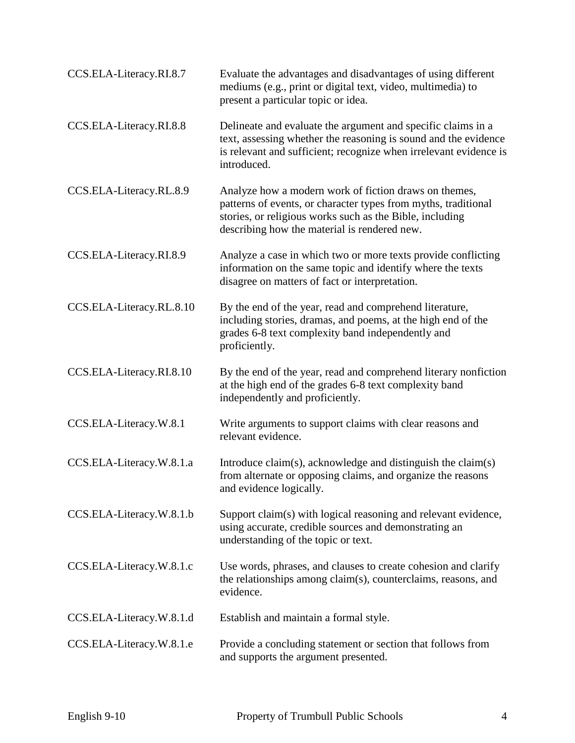| | |
|---|---|
| CCS.ELA-Literacy.RI.8.7 | Evaluate the advantages and disadvantages of using different mediums (e.g., print or digital text, video, multimedia) to present a particular topic or idea. |
| CCS.ELA-Literacy.RI.8.8 | Delineate and evaluate the argument and specific claims in a text, assessing whether the reasoning is sound and the evidence is relevant and sufficient; recognize when irrelevant evidence is introduced. |
| CCS.ELA-Literacy.RL.8.9 | Analyze how a modern work of fiction draws on themes, patterns of events, or character types from myths, traditional stories, or religious works such as the Bible, including describing how the material is rendered new. |
| CCS.ELA-Literacy.RI.8.9 | Analyze a case in which two or more texts provide conflicting information on the same topic and identify where the texts disagree on matters of fact or interpretation. |
| CCS.ELA-Literacy.RL.8.10 | By the end of the year, read and comprehend literature, including stories, dramas, and poems, at the high end of the grades 6-8 text complexity band independently and proficiently. |
| CCS.ELA-Literacy.RI.8.10 | By the end of the year, read and comprehend literary nonfiction at the high end of the grades 6-8 text complexity band independently and proficiently. |
| CCS.ELA-Literacy.W.8.1 | Write arguments to support claims with clear reasons and relevant evidence. |
| CCS.ELA-Literacy.W.8.1.a | Introduce claim(s), acknowledge and distinguish the claim(s) from alternate or opposing claims, and organize the reasons and evidence logically. |
| CCS.ELA-Literacy.W.8.1.b | Support claim(s) with logical reasoning and relevant evidence, using accurate, credible sources and demonstrating an understanding of the topic or text. |
| CCS.ELA-Literacy.W.8.1.c | Use words, phrases, and clauses to create cohesion and clarify the relationships among claim(s), counterclaims, reasons, and evidence. |
| CCS.ELA-Literacy.W.8.1.d | Establish and maintain a formal style. |
| CCS.ELA-Literacy.W.8.1.e | Provide a concluding statement or section that follows from and supports the argument presented. |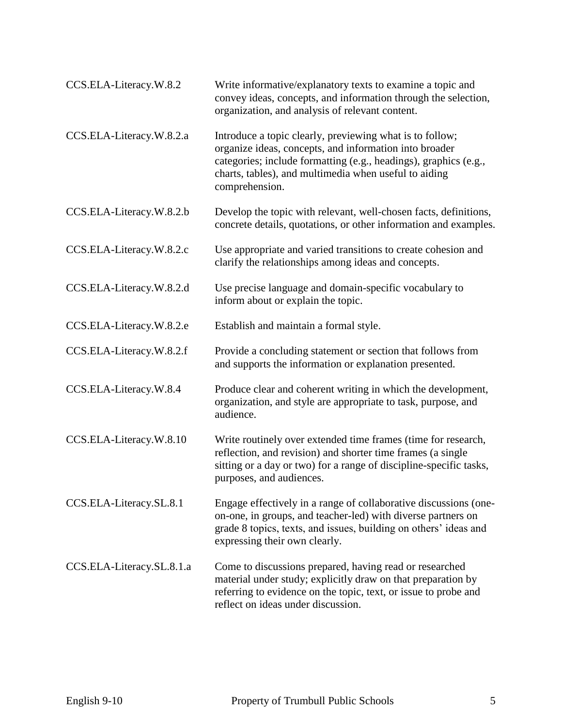| | |
|---|---|
| CCS.ELA-Literacy.W.8.2 | Write informative/explanatory texts to examine a topic and convey ideas, concepts, and information through the selection, organization, and analysis of relevant content. |
| CCS.ELA-Literacy.W.8.2.a | Introduce a topic clearly, previewing what is to follow; organize ideas, concepts, and information into broader categories; include formatting (e.g., headings), graphics (e.g., charts, tables), and multimedia when useful to aiding comprehension. |
| CCS.ELA-Literacy.W.8.2.b | Develop the topic with relevant, well-chosen facts, definitions, concrete details, quotations, or other information and examples. |
| CCS.ELA-Literacy.W.8.2.c | Use appropriate and varied transitions to create cohesion and clarify the relationships among ideas and concepts. |
| CCS.ELA-Literacy.W.8.2.d | Use precise language and domain-specific vocabulary to inform about or explain the topic. |
| CCS.ELA-Literacy.W.8.2.e | Establish and maintain a formal style. |
| CCS.ELA-Literacy.W.8.2.f | Provide a concluding statement or section that follows from and supports the information or explanation presented. |
| CCS.ELA-Literacy.W.8.4 | Produce clear and coherent writing in which the development, organization, and style are appropriate to task, purpose, and audience. |
| CCS.ELA-Literacy.W.8.10 | Write routinely over extended time frames (time for research, reflection, and revision) and shorter time frames (a single sitting or a day or two) for a range of discipline-specific tasks, purposes, and audiences. |
| CCS.ELA-Literacy.SL.8.1 | Engage effectively in a range of collaborative discussions (one-on-one, in groups, and teacher-led) with diverse partners on grade 8 topics, texts, and issues, building on others' ideas and expressing their own clearly. |
| CCS.ELA-Literacy.SL.8.1.a | Come to discussions prepared, having read or researched material under study; explicitly draw on that preparation by referring to evidence on the topic, text, or issue to probe and reflect on ideas under discussion. |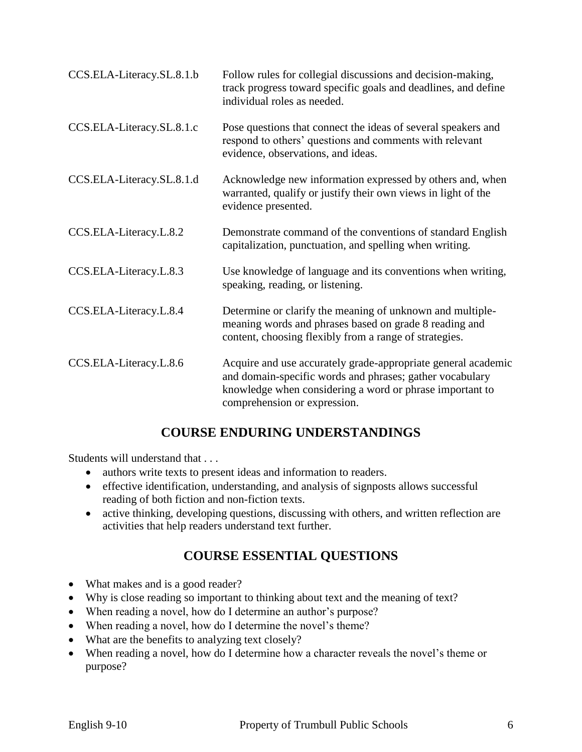| | |
|---|---|
| CCS.ELA-Literacy.SL.8.1.b | Follow rules for collegial discussions and decision-making, track progress toward specific goals and deadlines, and define individual roles as needed. |
| CCS.ELA-Literacy.SL.8.1.c | Pose questions that connect the ideas of several speakers and respond to others' questions and comments with relevant evidence, observations, and ideas. |
| CCS.ELA-Literacy.SL.8.1.d | Acknowledge new information expressed by others and, when warranted, qualify or justify their own views in light of the evidence presented. |
| CCS.ELA-Literacy.L.8.2 | Demonstrate command of the conventions of standard English capitalization, punctuation, and spelling when writing. |
| CCS.ELA-Literacy.L.8.3 | Use knowledge of language and its conventions when writing, speaking, reading, or listening. |
| CCS.ELA-Literacy.L.8.4 | Determine or clarify the meaning of unknown and multiple-meaning words and phrases based on grade 8 reading and content, choosing flexibly from a range of strategies. |
| CCS.ELA-Literacy.L.8.6 | Acquire and use accurately grade-appropriate general academic and domain-specific words and phrases; gather vocabulary knowledge when considering a word or phrase important to comprehension or expression. |

## COURSE ENDURING UNDERSTANDINGS

Students will understand that . . .

- authors write texts to present ideas and information to readers.
- effective identification, understanding, and analysis of signposts allows successful reading of both fiction and non-fiction texts.
- active thinking, developing questions, discussing with others, and written reflection are activities that help readers understand text further.

## COURSE ESSENTIAL QUESTIONS

- What makes and is a good reader?
- Why is close reading so important to thinking about text and the meaning of text?
- When reading a novel, how do I determine an author's purpose?
- When reading a novel, how do I determine the novel's theme?
- What are the benefits to analyzing text closely?
- When reading a novel, how do I determine how a character reveals the novel's theme or purpose?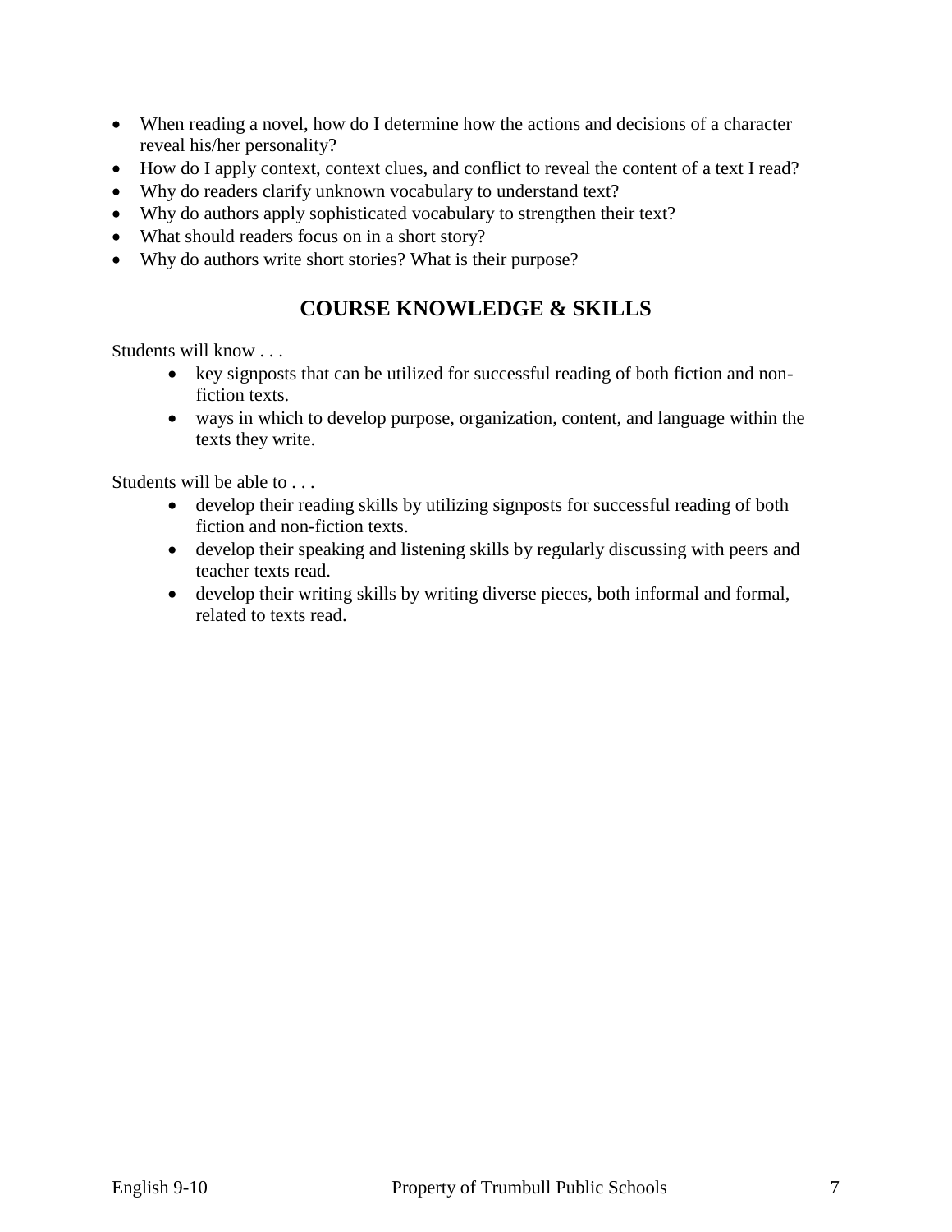- When reading a novel, how do I determine how the actions and decisions of a character reveal his/her personality?
- How do I apply context, context clues, and conflict to reveal the content of a text I read?
- Why do readers clarify unknown vocabulary to understand text?
- Why do authors apply sophisticated vocabulary to strengthen their text?
- What should readers focus on in a short story?
- Why do authors write short stories? What is their purpose?

## COURSE KNOWLEDGE & SKILLS

Students will know . . .

- key signposts that can be utilized for successful reading of both fiction and non-fiction texts.
- ways in which to develop purpose, organization, content, and language within the texts they write.

Students will be able to . . .

- develop their reading skills by utilizing signposts for successful reading of both fiction and non-fiction texts.
- develop their speaking and listening skills by regularly discussing with peers and teacher texts read.
- develop their writing skills by writing diverse pieces, both informal and formal, related to texts read.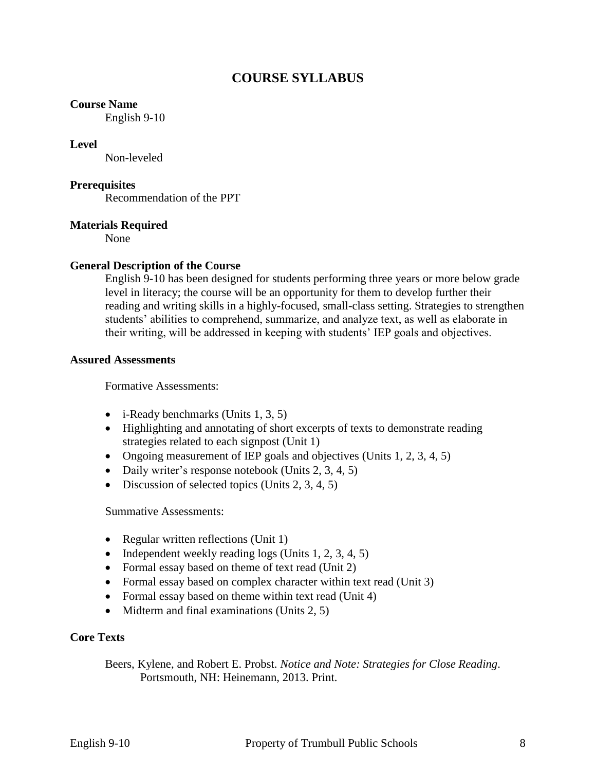# COURSE SYLLABUS

**Course Name**

English 9-10

**Level**

Non-leveled

**Prerequisites**

Recommendation of the PPT

**Materials Required**

None

**General Description of the Course**

English 9-10 has been designed for students performing three years or more below grade level in literacy; the course will be an opportunity for them to develop further their reading and writing skills in a highly-focused, small-class setting. Strategies to strengthen students' abilities to comprehend, summarize, and analyze text, as well as elaborate in their writing, will be addressed in keeping with students' IEP goals and objectives.

**Assured Assessments**

Formative Assessments:

- i-Ready benchmarks (Units 1, 3, 5)
- Highlighting and annotating of short excerpts of texts to demonstrate reading strategies related to each signpost (Unit 1)
- Ongoing measurement of IEP goals and objectives (Units 1, 2, 3, 4, 5)
- Daily writer's response notebook (Units 2, 3, 4, 5)
- Discussion of selected topics (Units 2, 3, 4, 5)

Summative Assessments:

- Regular written reflections (Unit 1)
- Independent weekly reading logs (Units 1, 2, 3, 4, 5)
- Formal essay based on theme of text read (Unit 2)
- Formal essay based on complex character within text read (Unit 3)
- Formal essay based on theme within text read (Unit 4)
- Midterm and final examinations (Units 2, 5)

**Core Texts**

Beers, Kylene, and Robert E. Probst. *Notice and Note: Strategies for Close Reading*. Portsmouth, NH: Heinemann, 2013. Print.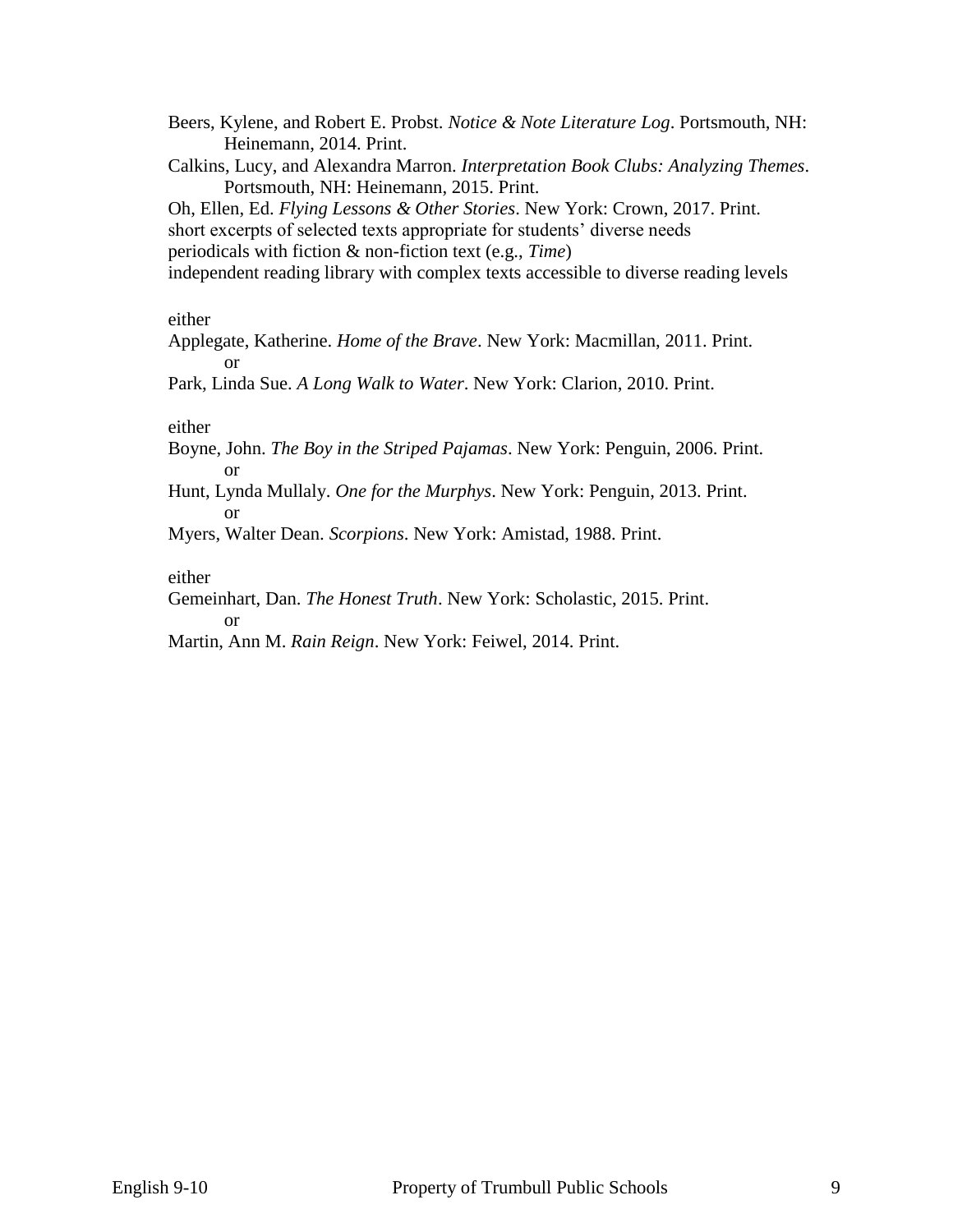Beers, Kylene, and Robert E. Probst. *Notice & Note Literature Log*. Portsmouth, NH: Heinemann, 2014. Print.

Calkins, Lucy, and Alexandra Marron. *Interpretation Book Clubs: Analyzing Themes*. Portsmouth, NH: Heinemann, 2015. Print.

Oh, Ellen, Ed. *Flying Lessons & Other Stories*. New York: Crown, 2017. Print.

short excerpts of selected texts appropriate for students' diverse needs

periodicals with fiction & non-fiction text (e.g., *Time*)

independent reading library with complex texts accessible to diverse reading levels

either

Applegate, Katherine. *Home of the Brave*. New York: Macmillan, 2011. Print.

or

Park, Linda Sue. *A Long Walk to Water*. New York: Clarion, 2010. Print.

either

Boyne, John. *The Boy in the Striped Pajamas*. New York: Penguin, 2006. Print.

or

Hunt, Lynda Mullaly. *One for the Murphys*. New York: Penguin, 2013. Print.

or

Myers, Walter Dean. *Scorpions*. New York: Amistad, 1988. Print.

either

Gemeinhart, Dan. *The Honest Truth*. New York: Scholastic, 2015. Print.

or

Martin, Ann M. *Rain Reign*. New York: Feiwel, 2014. Print.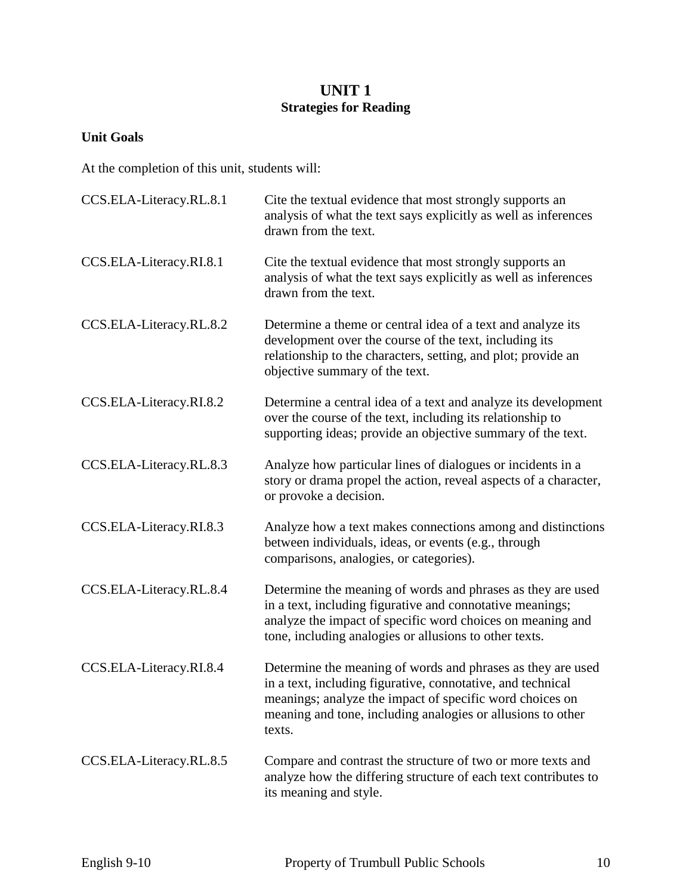# UNIT 1
## Strategies for Reading

**Unit Goals**

At the completion of this unit, students will:

| | |
|---|---|
| CCS.ELA-Literacy.RL.8.1 | Cite the textual evidence that most strongly supports an analysis of what the text says explicitly as well as inferences drawn from the text. |
| CCS.ELA-Literacy.RI.8.1 | Cite the textual evidence that most strongly supports an analysis of what the text says explicitly as well as inferences drawn from the text. |
| CCS.ELA-Literacy.RL.8.2 | Determine a theme or central idea of a text and analyze its development over the course of the text, including its relationship to the characters, setting, and plot; provide an objective summary of the text. |
| CCS.ELA-Literacy.RI.8.2 | Determine a central idea of a text and analyze its development over the course of the text, including its relationship to supporting ideas; provide an objective summary of the text. |
| CCS.ELA-Literacy.RL.8.3 | Analyze how particular lines of dialogues or incidents in a story or drama propel the action, reveal aspects of a character, or provoke a decision. |
| CCS.ELA-Literacy.RI.8.3 | Analyze how a text makes connections among and distinctions between individuals, ideas, or events (e.g., through comparisons, analogies, or categories). |
| CCS.ELA-Literacy.RL.8.4 | Determine the meaning of words and phrases as they are used in a text, including figurative and connotative meanings; analyze the impact of specific word choices on meaning and tone, including analogies or allusions to other texts. |
| CCS.ELA-Literacy.RI.8.4 | Determine the meaning of words and phrases as they are used in a text, including figurative, connotative, and technical meanings; analyze the impact of specific word choices on meaning and tone, including analogies or allusions to other texts. |
| CCS.ELA-Literacy.RL.8.5 | Compare and contrast the structure of two or more texts and analyze how the differing structure of each text contributes to its meaning and style. |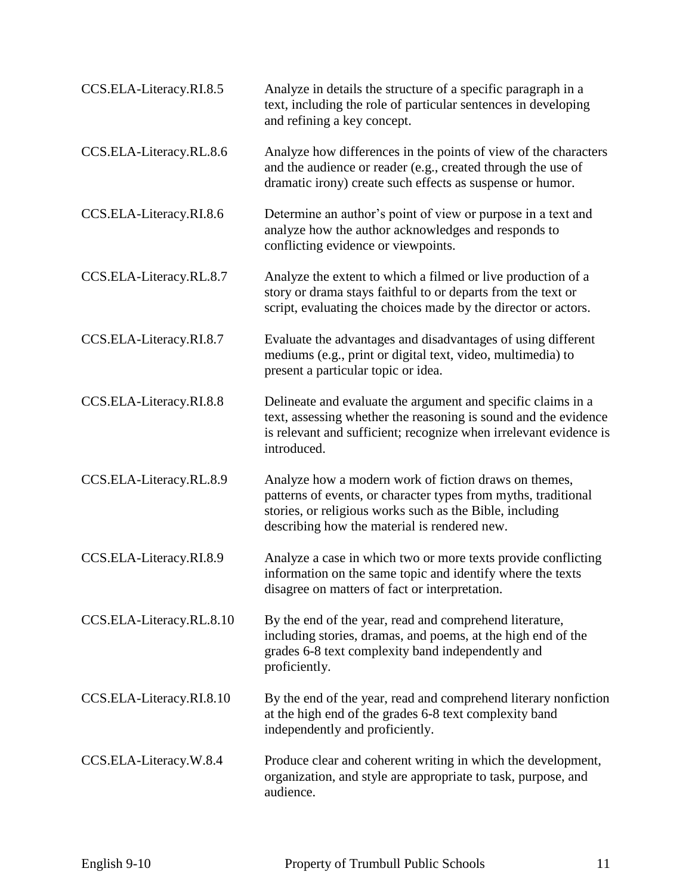| | |
|---|---|
| CCS.ELA-Literacy.RI.8.5 | Analyze in details the structure of a specific paragraph in a text, including the role of particular sentences in developing and refining a key concept. |
| CCS.ELA-Literacy.RL.8.6 | Analyze how differences in the points of view of the characters and the audience or reader (e.g., created through the use of dramatic irony) create such effects as suspense or humor. |
| CCS.ELA-Literacy.RI.8.6 | Determine an author's point of view or purpose in a text and analyze how the author acknowledges and responds to conflicting evidence or viewpoints. |
| CCS.ELA-Literacy.RL.8.7 | Analyze the extent to which a filmed or live production of a story or drama stays faithful to or departs from the text or script, evaluating the choices made by the director or actors. |
| CCS.ELA-Literacy.RI.8.7 | Evaluate the advantages and disadvantages of using different mediums (e.g., print or digital text, video, multimedia) to present a particular topic or idea. |
| CCS.ELA-Literacy.RI.8.8 | Delineate and evaluate the argument and specific claims in a text, assessing whether the reasoning is sound and the evidence is relevant and sufficient; recognize when irrelevant evidence is introduced. |
| CCS.ELA-Literacy.RL.8.9 | Analyze how a modern work of fiction draws on themes, patterns of events, or character types from myths, traditional stories, or religious works such as the Bible, including describing how the material is rendered new. |
| CCS.ELA-Literacy.RI.8.9 | Analyze a case in which two or more texts provide conflicting information on the same topic and identify where the texts disagree on matters of fact or interpretation. |
| CCS.ELA-Literacy.RL.8.10 | By the end of the year, read and comprehend literature, including stories, dramas, and poems, at the high end of the grades 6-8 text complexity band independently and proficiently. |
| CCS.ELA-Literacy.RI.8.10 | By the end of the year, read and comprehend literary nonfiction at the high end of the grades 6-8 text complexity band independently and proficiently. |
| CCS.ELA-Literacy.W.8.4 | Produce clear and coherent writing in which the development, organization, and style are appropriate to task, purpose, and audience. |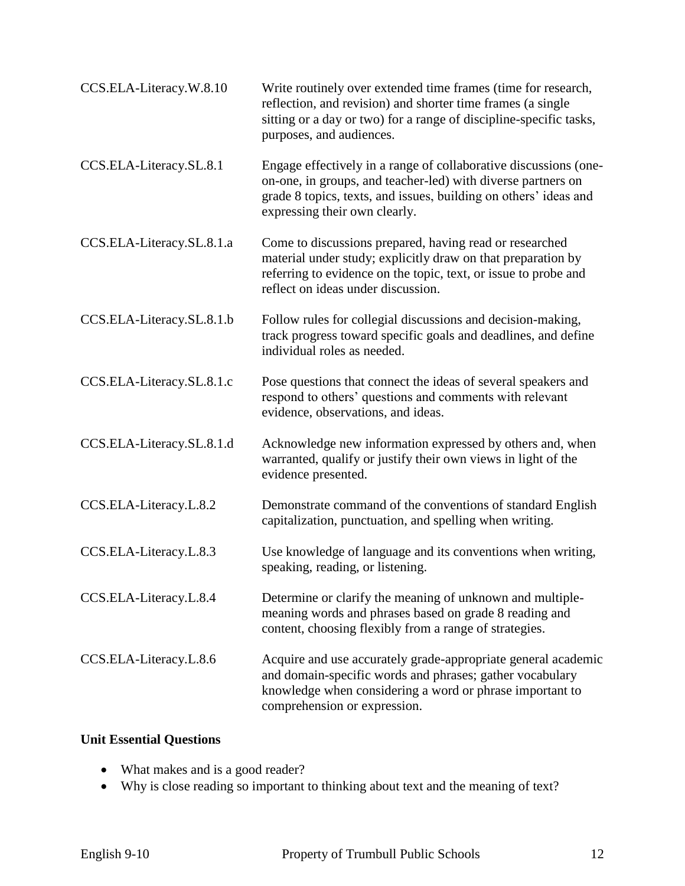| | |
|---|---|
| CCS.ELA-Literacy.W.8.10 | Write routinely over extended time frames (time for research, reflection, and revision) and shorter time frames (a single sitting or a day or two) for a range of discipline-specific tasks, purposes, and audiences. |
| CCS.ELA-Literacy.SL.8.1 | Engage effectively in a range of collaborative discussions (one-on-one, in groups, and teacher-led) with diverse partners on grade 8 topics, texts, and issues, building on others' ideas and expressing their own clearly. |
| CCS.ELA-Literacy.SL.8.1.a | Come to discussions prepared, having read or researched material under study; explicitly draw on that preparation by referring to evidence on the topic, text, or issue to probe and reflect on ideas under discussion. |
| CCS.ELA-Literacy.SL.8.1.b | Follow rules for collegial discussions and decision-making, track progress toward specific goals and deadlines, and define individual roles as needed. |
| CCS.ELA-Literacy.SL.8.1.c | Pose questions that connect the ideas of several speakers and respond to others' questions and comments with relevant evidence, observations, and ideas. |
| CCS.ELA-Literacy.SL.8.1.d | Acknowledge new information expressed by others and, when warranted, qualify or justify their own views in light of the evidence presented. |
| CCS.ELA-Literacy.L.8.2 | Demonstrate command of the conventions of standard English capitalization, punctuation, and spelling when writing. |
| CCS.ELA-Literacy.L.8.3 | Use knowledge of language and its conventions when writing, speaking, reading, or listening. |
| CCS.ELA-Literacy.L.8.4 | Determine or clarify the meaning of unknown and multiple-meaning words and phrases based on grade 8 reading and content, choosing flexibly from a range of strategies. |
| CCS.ELA-Literacy.L.8.6 | Acquire and use accurately grade-appropriate general academic and domain-specific words and phrases; gather vocabulary knowledge when considering a word or phrase important to comprehension or expression. |

**Unit Essential Questions**

- What makes and is a good reader?
- Why is close reading so important to thinking about text and the meaning of text?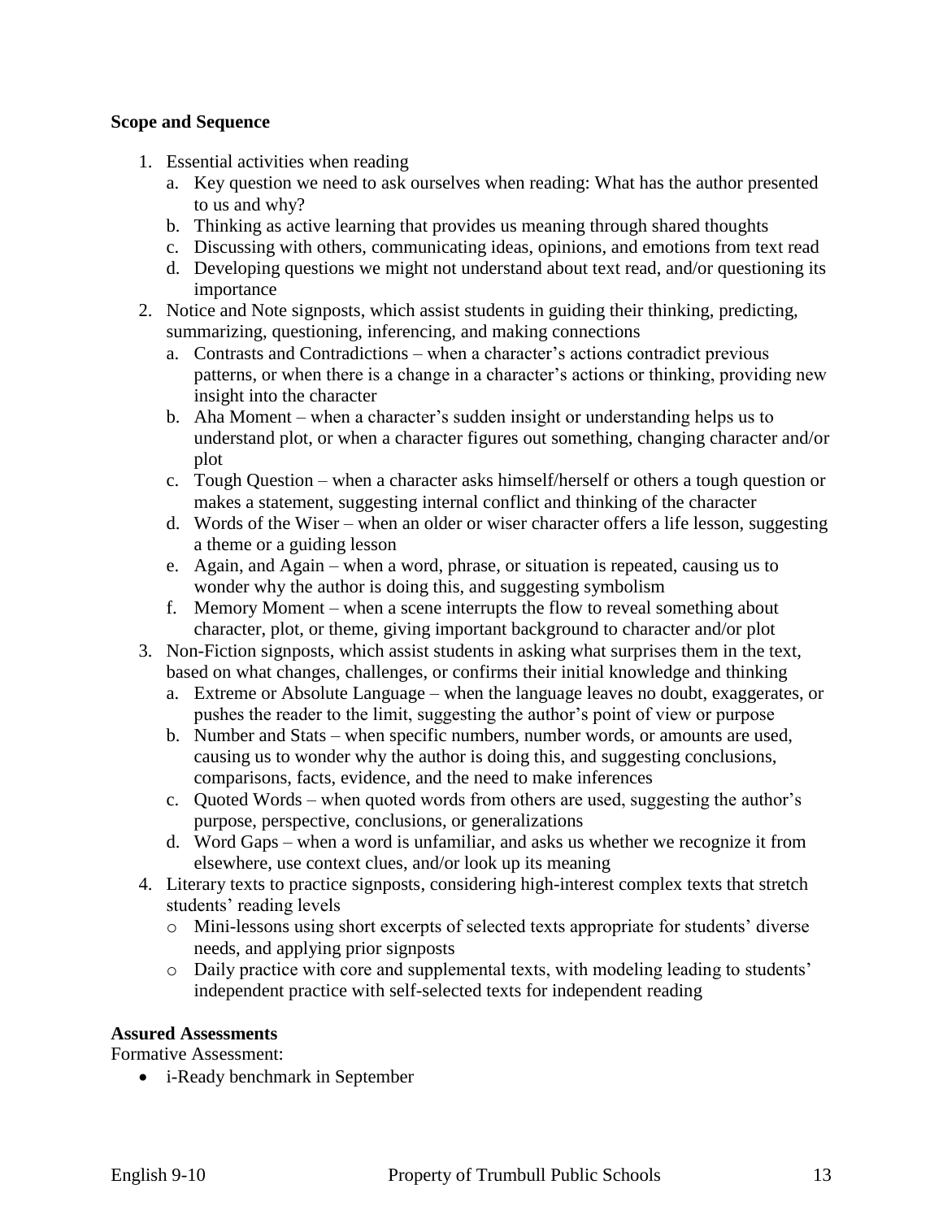**Scope and Sequence**

1. Essential activities when reading
   a. Key question we need to ask ourselves when reading: What has the author presented to us and why?
   b. Thinking as active learning that provides us meaning through shared thoughts
   c. Discussing with others, communicating ideas, opinions, and emotions from text read
   d. Developing questions we might not understand about text read, and/or questioning its importance
2. Notice and Note signposts, which assist students in guiding their thinking, predicting, summarizing, questioning, inferencing, and making connections
   a. Contrasts and Contradictions – when a character's actions contradict previous patterns, or when there is a change in a character's actions or thinking, providing new insight into the character
   b. Aha Moment – when a character's sudden insight or understanding helps us to understand plot, or when a character figures out something, changing character and/or plot
   c. Tough Question – when a character asks himself/herself or others a tough question or makes a statement, suggesting internal conflict and thinking of the character
   d. Words of the Wiser – when an older or wiser character offers a life lesson, suggesting a theme or a guiding lesson
   e. Again, and Again – when a word, phrase, or situation is repeated, causing us to wonder why the author is doing this, and suggesting symbolism
   f. Memory Moment – when a scene interrupts the flow to reveal something about character, plot, or theme, giving important background to character and/or plot
3. Non-Fiction signposts, which assist students in asking what surprises them in the text, based on what changes, challenges, or confirms their initial knowledge and thinking
   a. Extreme or Absolute Language – when the language leaves no doubt, exaggerates, or pushes the reader to the limit, suggesting the author's point of view or purpose
   b. Number and Stats – when specific numbers, number words, or amounts are used, causing us to wonder why the author is doing this, and suggesting conclusions, comparisons, facts, evidence, and the need to make inferences
   c. Quoted Words – when quoted words from others are used, suggesting the author's purpose, perspective, conclusions, or generalizations
   d. Word Gaps – when a word is unfamiliar, and asks us whether we recognize it from elsewhere, use context clues, and/or look up its meaning
4. Literary texts to practice signposts, considering high-interest complex texts that stretch students' reading levels
   - Mini-lessons using short excerpts of selected texts appropriate for students' diverse needs, and applying prior signposts
   - Daily practice with core and supplemental texts, with modeling leading to students' independent practice with self-selected texts for independent reading

**Assured Assessments**

Formative Assessment:

- i-Ready benchmark in September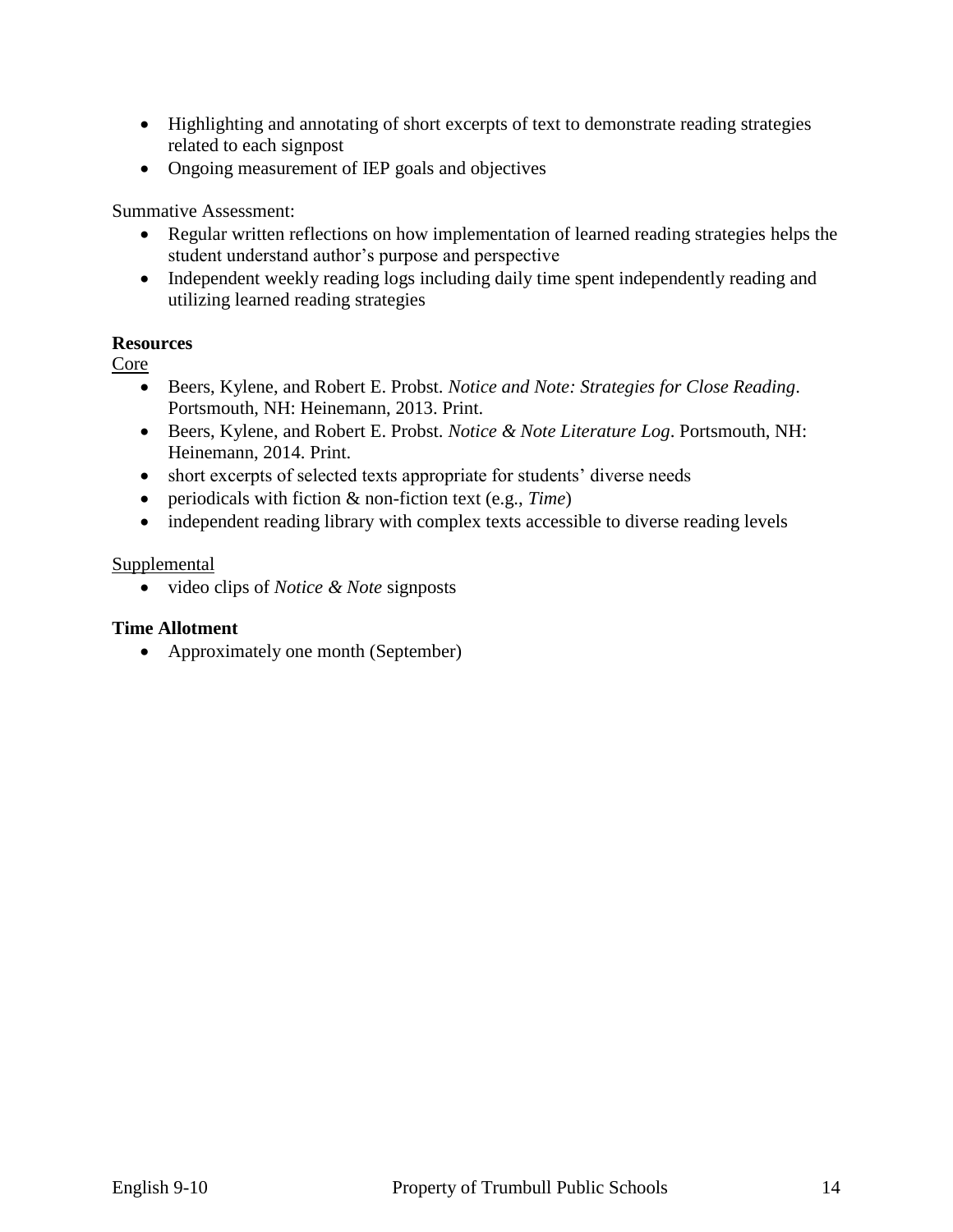- Highlighting and annotating of short excerpts of text to demonstrate reading strategies related to each signpost
- Ongoing measurement of IEP goals and objectives

Summative Assessment:

- Regular written reflections on how implementation of learned reading strategies helps the student understand author's purpose and perspective
- Independent weekly reading logs including daily time spent independently reading and utilizing learned reading strategies

**Resources**

Core

- Beers, Kylene, and Robert E. Probst. *Notice and Note: Strategies for Close Reading*. Portsmouth, NH: Heinemann, 2013. Print.
- Beers, Kylene, and Robert E. Probst. *Notice & Note Literature Log*. Portsmouth, NH: Heinemann, 2014. Print.
- short excerpts of selected texts appropriate for students' diverse needs
- periodicals with fiction & non-fiction text (e.g., *Time*)
- independent reading library with complex texts accessible to diverse reading levels

Supplemental

- video clips of *Notice & Note* signposts

**Time Allotment**

- Approximately one month (September)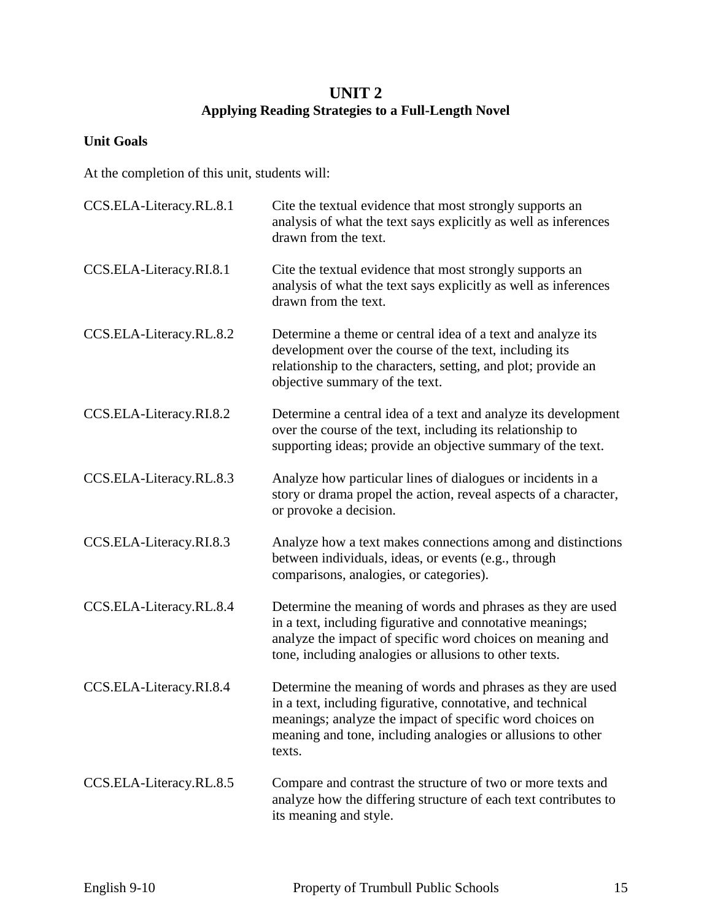# UNIT 2
## Applying Reading Strategies to a Full-Length Novel

**Unit Goals**

At the completion of this unit, students will:

| | |
|---|---|
| CCS.ELA-Literacy.RL.8.1 | Cite the textual evidence that most strongly supports an analysis of what the text says explicitly as well as inferences drawn from the text. |
| CCS.ELA-Literacy.RI.8.1 | Cite the textual evidence that most strongly supports an analysis of what the text says explicitly as well as inferences drawn from the text. |
| CCS.ELA-Literacy.RL.8.2 | Determine a theme or central idea of a text and analyze its development over the course of the text, including its relationship to the characters, setting, and plot; provide an objective summary of the text. |
| CCS.ELA-Literacy.RI.8.2 | Determine a central idea of a text and analyze its development over the course of the text, including its relationship to supporting ideas; provide an objective summary of the text. |
| CCS.ELA-Literacy.RL.8.3 | Analyze how particular lines of dialogues or incidents in a story or drama propel the action, reveal aspects of a character, or provoke a decision. |
| CCS.ELA-Literacy.RI.8.3 | Analyze how a text makes connections among and distinctions between individuals, ideas, or events (e.g., through comparisons, analogies, or categories). |
| CCS.ELA-Literacy.RL.8.4 | Determine the meaning of words and phrases as they are used in a text, including figurative and connotative meanings; analyze the impact of specific word choices on meaning and tone, including analogies or allusions to other texts. |
| CCS.ELA-Literacy.RI.8.4 | Determine the meaning of words and phrases as they are used in a text, including figurative, connotative, and technical meanings; analyze the impact of specific word choices on meaning and tone, including analogies or allusions to other texts. |
| CCS.ELA-Literacy.RL.8.5 | Compare and contrast the structure of two or more texts and analyze how the differing structure of each text contributes to its meaning and style. |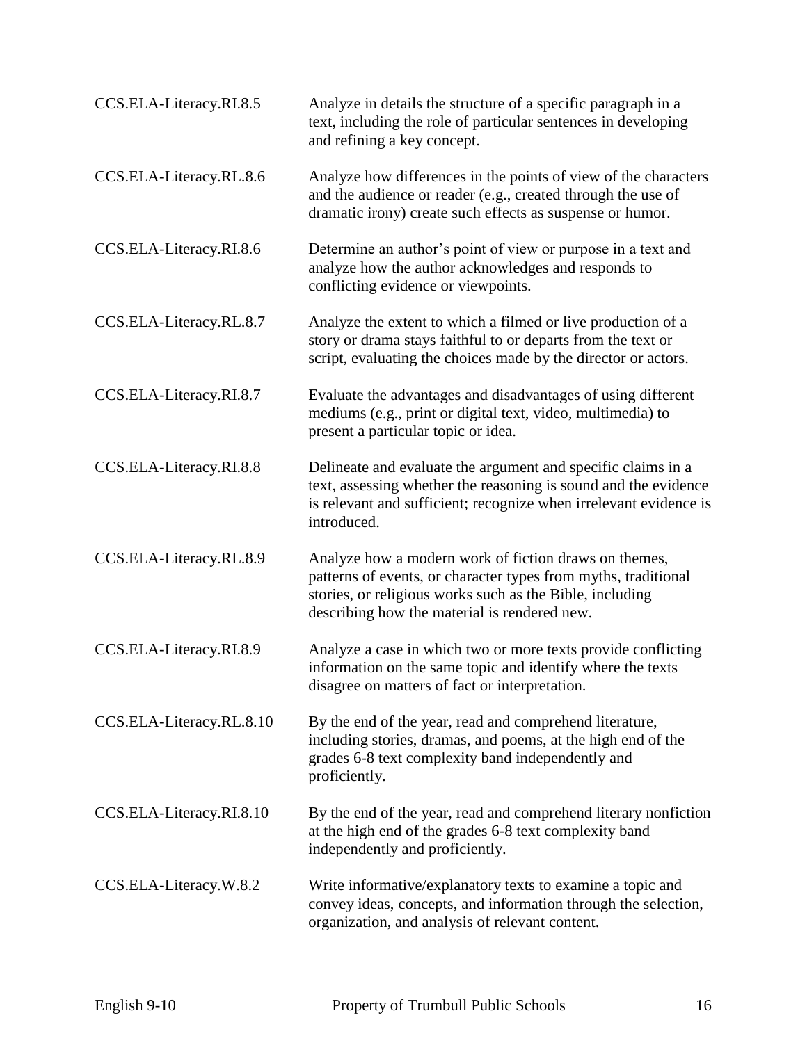| | |
|---|---|
| CCS.ELA-Literacy.RI.8.5 | Analyze in details the structure of a specific paragraph in a text, including the role of particular sentences in developing and refining a key concept. |
| CCS.ELA-Literacy.RL.8.6 | Analyze how differences in the points of view of the characters and the audience or reader (e.g., created through the use of dramatic irony) create such effects as suspense or humor. |
| CCS.ELA-Literacy.RI.8.6 | Determine an author's point of view or purpose in a text and analyze how the author acknowledges and responds to conflicting evidence or viewpoints. |
| CCS.ELA-Literacy.RL.8.7 | Analyze the extent to which a filmed or live production of a story or drama stays faithful to or departs from the text or script, evaluating the choices made by the director or actors. |
| CCS.ELA-Literacy.RI.8.7 | Evaluate the advantages and disadvantages of using different mediums (e.g., print or digital text, video, multimedia) to present a particular topic or idea. |
| CCS.ELA-Literacy.RI.8.8 | Delineate and evaluate the argument and specific claims in a text, assessing whether the reasoning is sound and the evidence is relevant and sufficient; recognize when irrelevant evidence is introduced. |
| CCS.ELA-Literacy.RL.8.9 | Analyze how a modern work of fiction draws on themes, patterns of events, or character types from myths, traditional stories, or religious works such as the Bible, including describing how the material is rendered new. |
| CCS.ELA-Literacy.RI.8.9 | Analyze a case in which two or more texts provide conflicting information on the same topic and identify where the texts disagree on matters of fact or interpretation. |
| CCS.ELA-Literacy.RL.8.10 | By the end of the year, read and comprehend literature, including stories, dramas, and poems, at the high end of the grades 6-8 text complexity band independently and proficiently. |
| CCS.ELA-Literacy.RI.8.10 | By the end of the year, read and comprehend literary nonfiction at the high end of the grades 6-8 text complexity band independently and proficiently. |
| CCS.ELA-Literacy.W.8.2 | Write informative/explanatory texts to examine a topic and convey ideas, concepts, and information through the selection, organization, and analysis of relevant content. |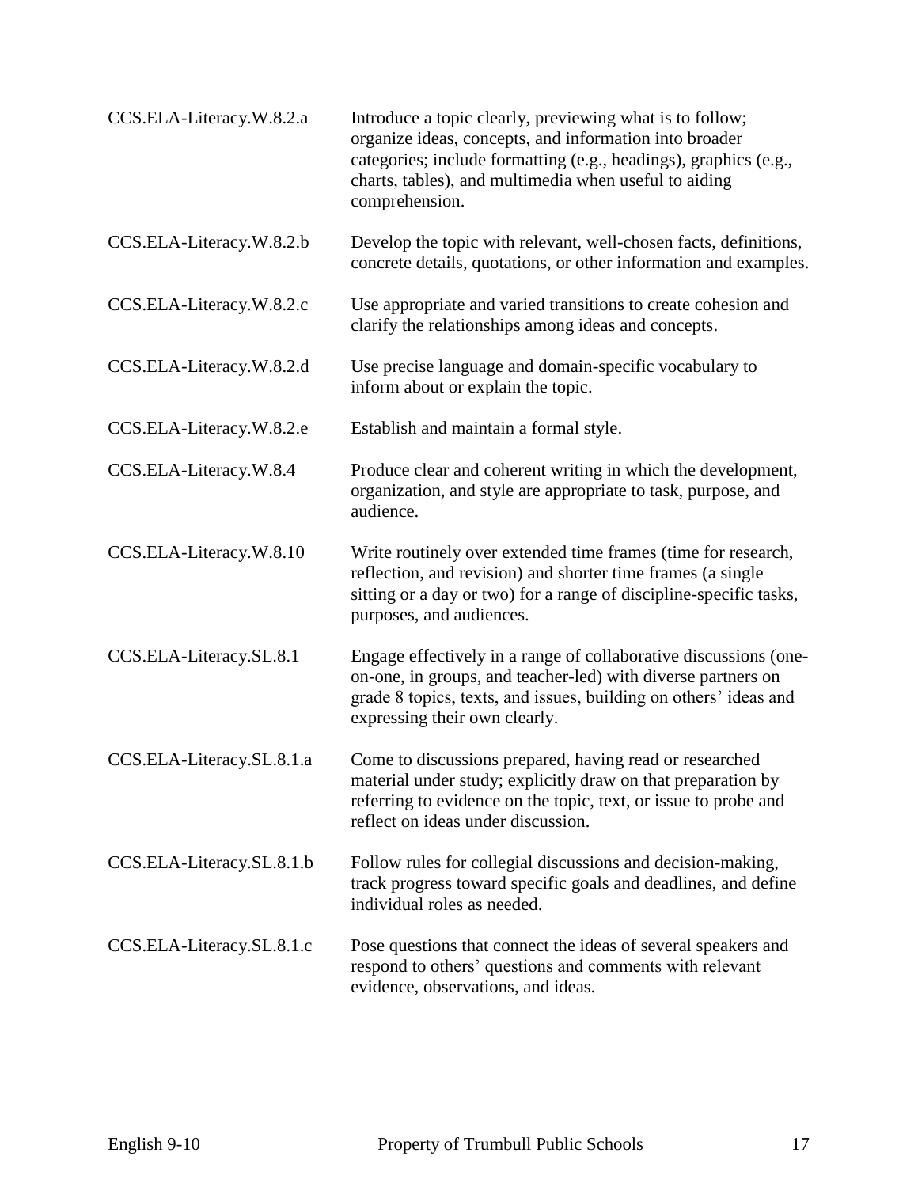| | |
|---|---|
| CCS.ELA-Literacy.W.8.2.a | Introduce a topic clearly, previewing what is to follow; organize ideas, concepts, and information into broader categories; include formatting (e.g., headings), graphics (e.g., charts, tables), and multimedia when useful to aiding comprehension. |
| CCS.ELA-Literacy.W.8.2.b | Develop the topic with relevant, well-chosen facts, definitions, concrete details, quotations, or other information and examples. |
| CCS.ELA-Literacy.W.8.2.c | Use appropriate and varied transitions to create cohesion and clarify the relationships among ideas and concepts. |
| CCS.ELA-Literacy.W.8.2.d | Use precise language and domain-specific vocabulary to inform about or explain the topic. |
| CCS.ELA-Literacy.W.8.2.e | Establish and maintain a formal style. |
| CCS.ELA-Literacy.W.8.4 | Produce clear and coherent writing in which the development, organization, and style are appropriate to task, purpose, and audience. |
| CCS.ELA-Literacy.W.8.10 | Write routinely over extended time frames (time for research, reflection, and revision) and shorter time frames (a single sitting or a day or two) for a range of discipline-specific tasks, purposes, and audiences. |
| CCS.ELA-Literacy.SL.8.1 | Engage effectively in a range of collaborative discussions (one-on-one, in groups, and teacher-led) with diverse partners on grade 8 topics, texts, and issues, building on others' ideas and expressing their own clearly. |
| CCS.ELA-Literacy.SL.8.1.a | Come to discussions prepared, having read or researched material under study; explicitly draw on that preparation by referring to evidence on the topic, text, or issue to probe and reflect on ideas under discussion. |
| CCS.ELA-Literacy.SL.8.1.b | Follow rules for collegial discussions and decision-making, track progress toward specific goals and deadlines, and define individual roles as needed. |
| CCS.ELA-Literacy.SL.8.1.c | Pose questions that connect the ideas of several speakers and respond to others' questions and comments with relevant evidence, observations, and ideas. |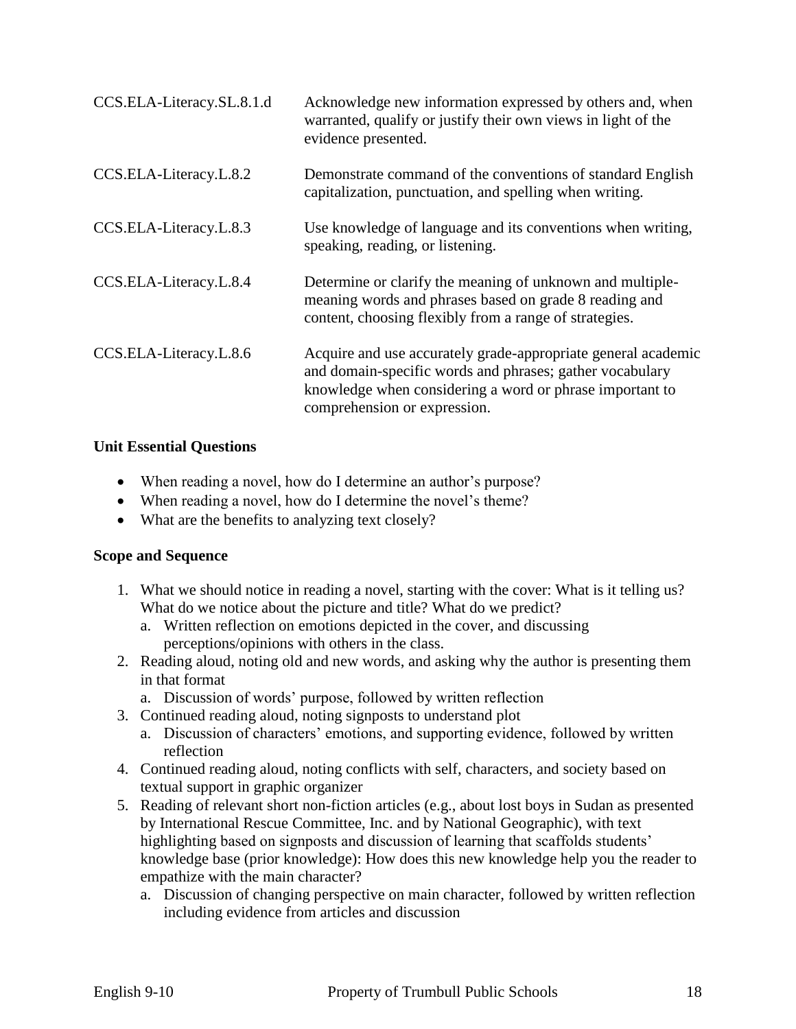| | |
|---|---|
| CCS.ELA-Literacy.SL.8.1.d | Acknowledge new information expressed by others and, when warranted, qualify or justify their own views in light of the evidence presented. |
| CCS.ELA-Literacy.L.8.2 | Demonstrate command of the conventions of standard English capitalization, punctuation, and spelling when writing. |
| CCS.ELA-Literacy.L.8.3 | Use knowledge of language and its conventions when writing, speaking, reading, or listening. |
| CCS.ELA-Literacy.L.8.4 | Determine or clarify the meaning of unknown and multiple-meaning words and phrases based on grade 8 reading and content, choosing flexibly from a range of strategies. |
| CCS.ELA-Literacy.L.8.6 | Acquire and use accurately grade-appropriate general academic and domain-specific words and phrases; gather vocabulary knowledge when considering a word or phrase important to comprehension or expression. |

**Unit Essential Questions**

- When reading a novel, how do I determine an author's purpose?
- When reading a novel, how do I determine the novel's theme?
- What are the benefits to analyzing text closely?

**Scope and Sequence**

1. What we should notice in reading a novel, starting with the cover: What is it telling us? What do we notice about the picture and title? What do we predict?
   a. Written reflection on emotions depicted in the cover, and discussing perceptions/opinions with others in the class.
2. Reading aloud, noting old and new words, and asking why the author is presenting them in that format
   a. Discussion of words' purpose, followed by written reflection
3. Continued reading aloud, noting signposts to understand plot
   a. Discussion of characters' emotions, and supporting evidence, followed by written reflection
4. Continued reading aloud, noting conflicts with self, characters, and society based on textual support in graphic organizer
5. Reading of relevant short non-fiction articles (e.g., about lost boys in Sudan as presented by International Rescue Committee, Inc. and by National Geographic), with text highlighting based on signposts and discussion of learning that scaffolds students' knowledge base (prior knowledge): How does this new knowledge help you the reader to empathize with the main character?
   a. Discussion of changing perspective on main character, followed by written reflection including evidence from articles and discussion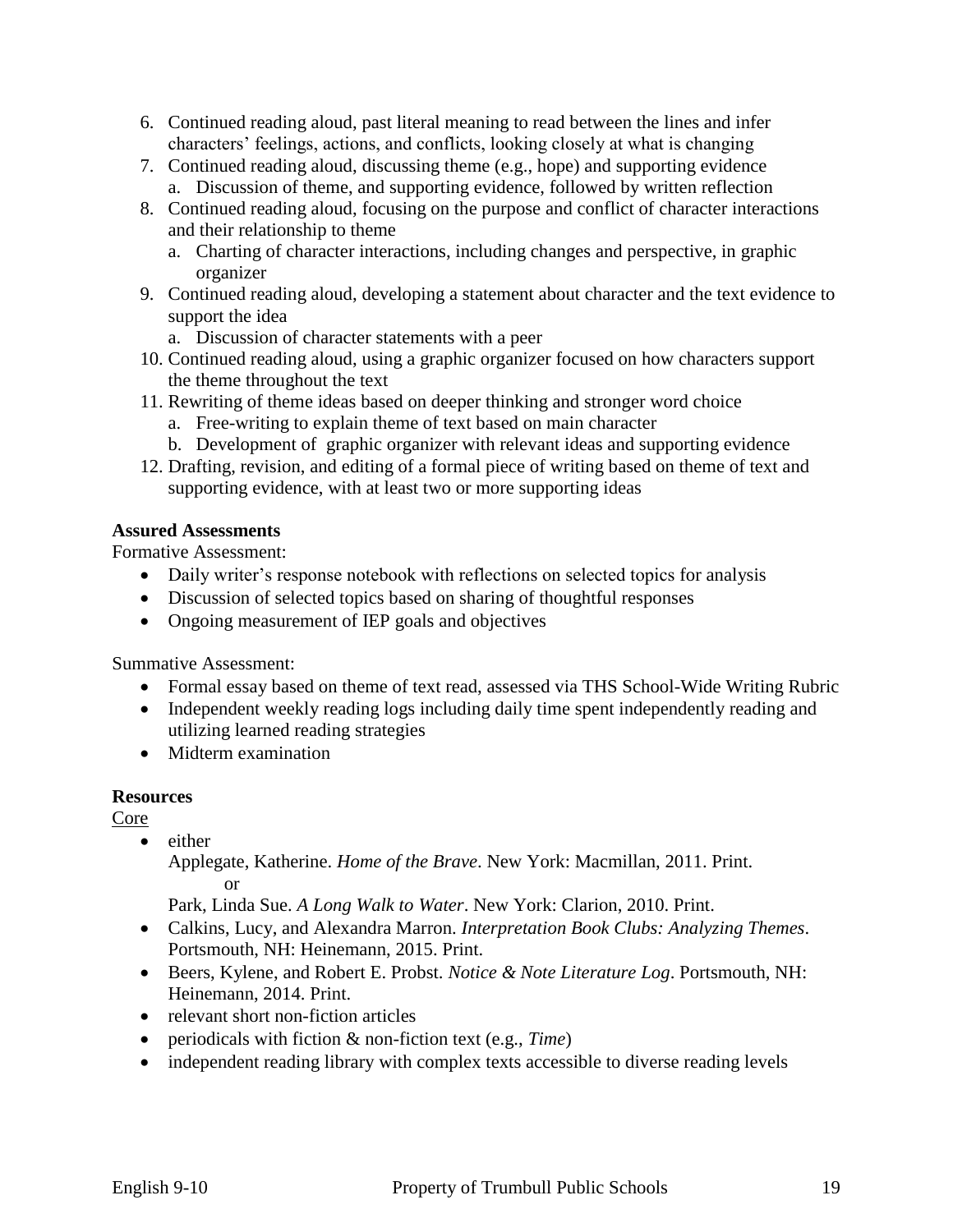6. Continued reading aloud, past literal meaning to read between the lines and infer characters' feelings, actions, and conflicts, looking closely at what is changing
7. Continued reading aloud, discussing theme (e.g., hope) and supporting evidence
   a. Discussion of theme, and supporting evidence, followed by written reflection
8. Continued reading aloud, focusing on the purpose and conflict of character interactions and their relationship to theme
   a. Charting of character interactions, including changes and perspective, in graphic organizer
9. Continued reading aloud, developing a statement about character and the text evidence to support the idea
   a. Discussion of character statements with a peer
10. Continued reading aloud, using a graphic organizer focused on how characters support the theme throughout the text
11. Rewriting of theme ideas based on deeper thinking and stronger word choice
    a. Free-writing to explain theme of text based on main character
    b. Development of graphic organizer with relevant ideas and supporting evidence
12. Drafting, revision, and editing of a formal piece of writing based on theme of text and supporting evidence, with at least two or more supporting ideas

**Assured Assessments**

Formative Assessment:

- Daily writer's response notebook with reflections on selected topics for analysis
- Discussion of selected topics based on sharing of thoughtful responses
- Ongoing measurement of IEP goals and objectives

Summative Assessment:

- Formal essay based on theme of text read, assessed via THS School-Wide Writing Rubric
- Independent weekly reading logs including daily time spent independently reading and utilizing learned reading strategies
- Midterm examination

**Resources**

Core

- either
  Applegate, Katherine. *Home of the Brave*. New York: Macmillan, 2011. Print.
  or
  Park, Linda Sue. *A Long Walk to Water*. New York: Clarion, 2010. Print.
- Calkins, Lucy, and Alexandra Marron. *Interpretation Book Clubs: Analyzing Themes*. Portsmouth, NH: Heinemann, 2015. Print.
- Beers, Kylene, and Robert E. Probst. *Notice & Note Literature Log*. Portsmouth, NH: Heinemann, 2014. Print.
- relevant short non-fiction articles
- periodicals with fiction & non-fiction text (e.g., *Time*)
- independent reading library with complex texts accessible to diverse reading levels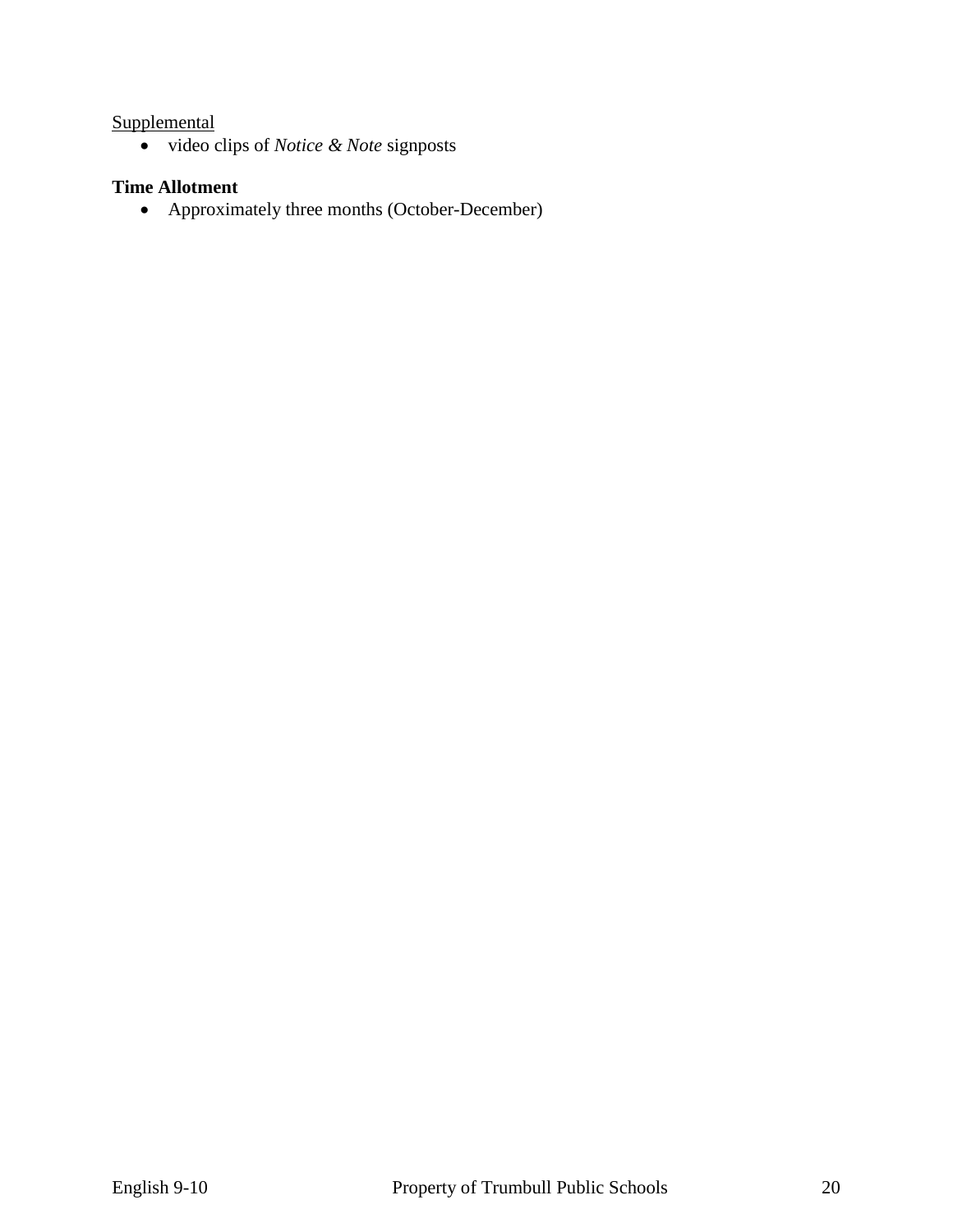<u>Supplemental</u>

- video clips of *Notice & Note* signposts

**Time Allotment**

- Approximately three months (October-December)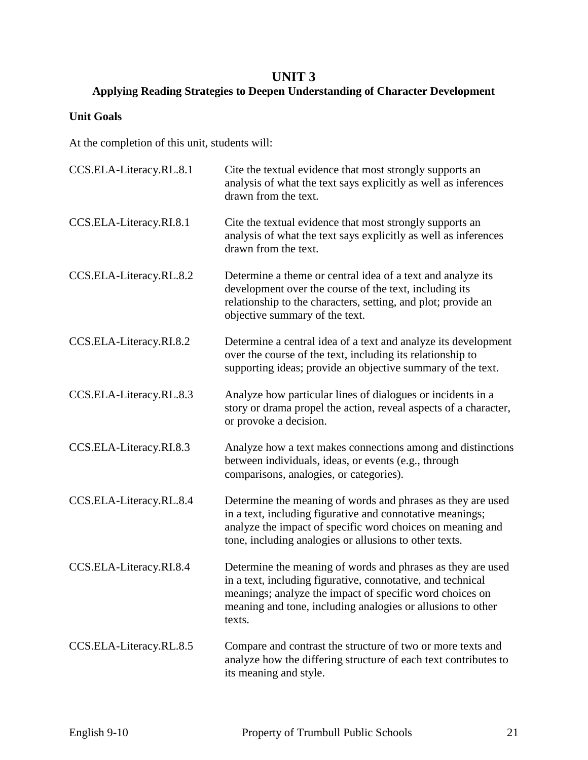# UNIT 3

## Applying Reading Strategies to Deepen Understanding of Character Development

**Unit Goals**

At the completion of this unit, students will:

| | |
|---|---|
| CCS.ELA-Literacy.RL.8.1 | Cite the textual evidence that most strongly supports an analysis of what the text says explicitly as well as inferences drawn from the text. |
| CCS.ELA-Literacy.RI.8.1 | Cite the textual evidence that most strongly supports an analysis of what the text says explicitly as well as inferences drawn from the text. |
| CCS.ELA-Literacy.RL.8.2 | Determine a theme or central idea of a text and analyze its development over the course of the text, including its relationship to the characters, setting, and plot; provide an objective summary of the text. |
| CCS.ELA-Literacy.RI.8.2 | Determine a central idea of a text and analyze its development over the course of the text, including its relationship to supporting ideas; provide an objective summary of the text. |
| CCS.ELA-Literacy.RL.8.3 | Analyze how particular lines of dialogues or incidents in a story or drama propel the action, reveal aspects of a character, or provoke a decision. |
| CCS.ELA-Literacy.RI.8.3 | Analyze how a text makes connections among and distinctions between individuals, ideas, or events (e.g., through comparisons, analogies, or categories). |
| CCS.ELA-Literacy.RL.8.4 | Determine the meaning of words and phrases as they are used in a text, including figurative and connotative meanings; analyze the impact of specific word choices on meaning and tone, including analogies or allusions to other texts. |
| CCS.ELA-Literacy.RI.8.4 | Determine the meaning of words and phrases as they are used in a text, including figurative, connotative, and technical meanings; analyze the impact of specific word choices on meaning and tone, including analogies or allusions to other texts. |
| CCS.ELA-Literacy.RL.8.5 | Compare and contrast the structure of two or more texts and analyze how the differing structure of each text contributes to its meaning and style. |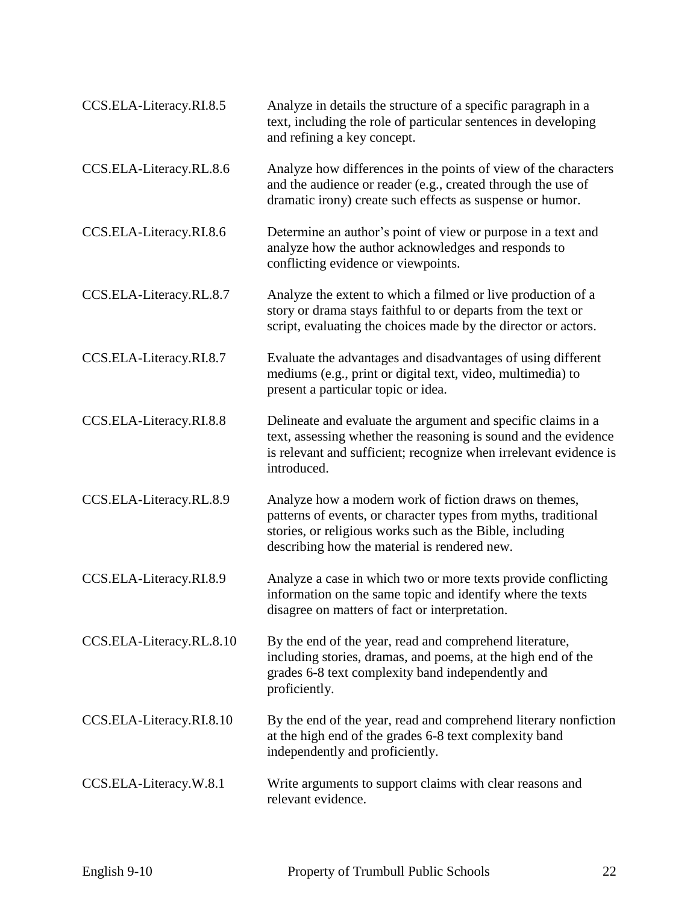| | |
|---|---|
| CCS.ELA-Literacy.RI.8.5 | Analyze in details the structure of a specific paragraph in a text, including the role of particular sentences in developing and refining a key concept. |
| CCS.ELA-Literacy.RL.8.6 | Analyze how differences in the points of view of the characters and the audience or reader (e.g., created through the use of dramatic irony) create such effects as suspense or humor. |
| CCS.ELA-Literacy.RI.8.6 | Determine an author's point of view or purpose in a text and analyze how the author acknowledges and responds to conflicting evidence or viewpoints. |
| CCS.ELA-Literacy.RL.8.7 | Analyze the extent to which a filmed or live production of a story or drama stays faithful to or departs from the text or script, evaluating the choices made by the director or actors. |
| CCS.ELA-Literacy.RI.8.7 | Evaluate the advantages and disadvantages of using different mediums (e.g., print or digital text, video, multimedia) to present a particular topic or idea. |
| CCS.ELA-Literacy.RI.8.8 | Delineate and evaluate the argument and specific claims in a text, assessing whether the reasoning is sound and the evidence is relevant and sufficient; recognize when irrelevant evidence is introduced. |
| CCS.ELA-Literacy.RL.8.9 | Analyze how a modern work of fiction draws on themes, patterns of events, or character types from myths, traditional stories, or religious works such as the Bible, including describing how the material is rendered new. |
| CCS.ELA-Literacy.RI.8.9 | Analyze a case in which two or more texts provide conflicting information on the same topic and identify where the texts disagree on matters of fact or interpretation. |
| CCS.ELA-Literacy.RL.8.10 | By the end of the year, read and comprehend literature, including stories, dramas, and poems, at the high end of the grades 6-8 text complexity band independently and proficiently. |
| CCS.ELA-Literacy.RI.8.10 | By the end of the year, read and comprehend literary nonfiction at the high end of the grades 6-8 text complexity band independently and proficiently. |
| CCS.ELA-Literacy.W.8.1 | Write arguments to support claims with clear reasons and relevant evidence. |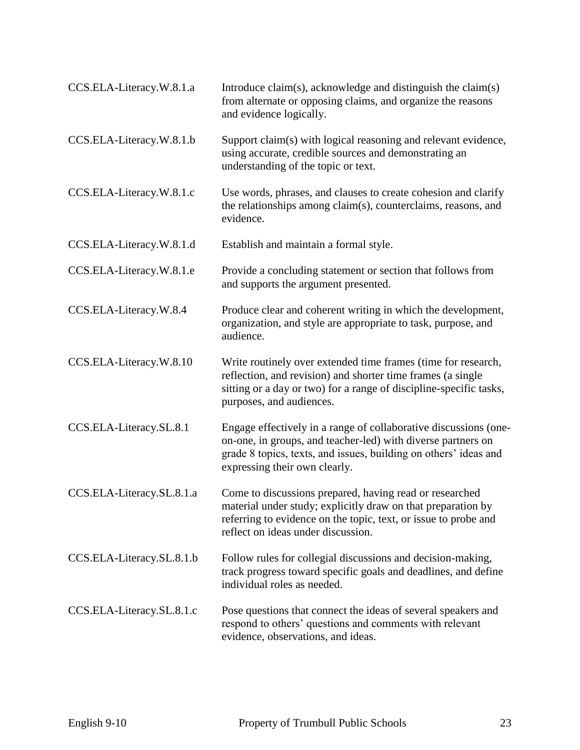| | |
|---|---|
| CCS.ELA-Literacy.W.8.1.a | Introduce claim(s), acknowledge and distinguish the claim(s) from alternate or opposing claims, and organize the reasons and evidence logically. |
| CCS.ELA-Literacy.W.8.1.b | Support claim(s) with logical reasoning and relevant evidence, using accurate, credible sources and demonstrating an understanding of the topic or text. |
| CCS.ELA-Literacy.W.8.1.c | Use words, phrases, and clauses to create cohesion and clarify the relationships among claim(s), counterclaims, reasons, and evidence. |
| CCS.ELA-Literacy.W.8.1.d | Establish and maintain a formal style. |
| CCS.ELA-Literacy.W.8.1.e | Provide a concluding statement or section that follows from and supports the argument presented. |
| CCS.ELA-Literacy.W.8.4 | Produce clear and coherent writing in which the development, organization, and style are appropriate to task, purpose, and audience. |
| CCS.ELA-Literacy.W.8.10 | Write routinely over extended time frames (time for research, reflection, and revision) and shorter time frames (a single sitting or a day or two) for a range of discipline-specific tasks, purposes, and audiences. |
| CCS.ELA-Literacy.SL.8.1 | Engage effectively in a range of collaborative discussions (one-on-one, in groups, and teacher-led) with diverse partners on grade 8 topics, texts, and issues, building on others' ideas and expressing their own clearly. |
| CCS.ELA-Literacy.SL.8.1.a | Come to discussions prepared, having read or researched material under study; explicitly draw on that preparation by referring to evidence on the topic, text, or issue to probe and reflect on ideas under discussion. |
| CCS.ELA-Literacy.SL.8.1.b | Follow rules for collegial discussions and decision-making, track progress toward specific goals and deadlines, and define individual roles as needed. |
| CCS.ELA-Literacy.SL.8.1.c | Pose questions that connect the ideas of several speakers and respond to others' questions and comments with relevant evidence, observations, and ideas. |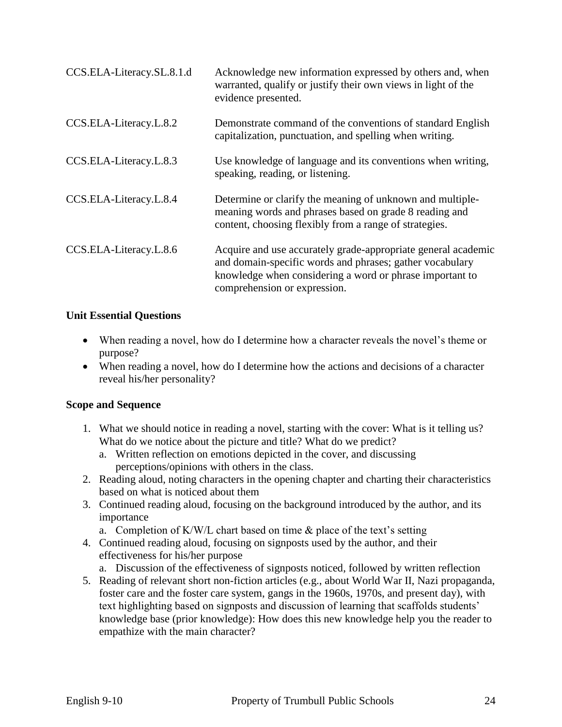| | |
|---|---|
| CCS.ELA-Literacy.SL.8.1.d | Acknowledge new information expressed by others and, when warranted, qualify or justify their own views in light of the evidence presented. |
| CCS.ELA-Literacy.L.8.2 | Demonstrate command of the conventions of standard English capitalization, punctuation, and spelling when writing. |
| CCS.ELA-Literacy.L.8.3 | Use knowledge of language and its conventions when writing, speaking, reading, or listening. |
| CCS.ELA-Literacy.L.8.4 | Determine or clarify the meaning of unknown and multiple-meaning words and phrases based on grade 8 reading and content, choosing flexibly from a range of strategies. |
| CCS.ELA-Literacy.L.8.6 | Acquire and use accurately grade-appropriate general academic and domain-specific words and phrases; gather vocabulary knowledge when considering a word or phrase important to comprehension or expression. |

**Unit Essential Questions**

- When reading a novel, how do I determine how a character reveals the novel's theme or purpose?
- When reading a novel, how do I determine how the actions and decisions of a character reveal his/her personality?

**Scope and Sequence**

1. What we should notice in reading a novel, starting with the cover: What is it telling us? What do we notice about the picture and title? What do we predict?
   a. Written reflection on emotions depicted in the cover, and discussing perceptions/opinions with others in the class.
2. Reading aloud, noting characters in the opening chapter and charting their characteristics based on what is noticed about them
3. Continued reading aloud, focusing on the background introduced by the author, and its importance
   a. Completion of K/W/L chart based on time & place of the text's setting
4. Continued reading aloud, focusing on signposts used by the author, and their effectiveness for his/her purpose
   a. Discussion of the effectiveness of signposts noticed, followed by written reflection
5. Reading of relevant short non-fiction articles (e.g., about World War II, Nazi propaganda, foster care and the foster care system, gangs in the 1960s, 1970s, and present day), with text highlighting based on signposts and discussion of learning that scaffolds students' knowledge base (prior knowledge): How does this new knowledge help you the reader to empathize with the main character?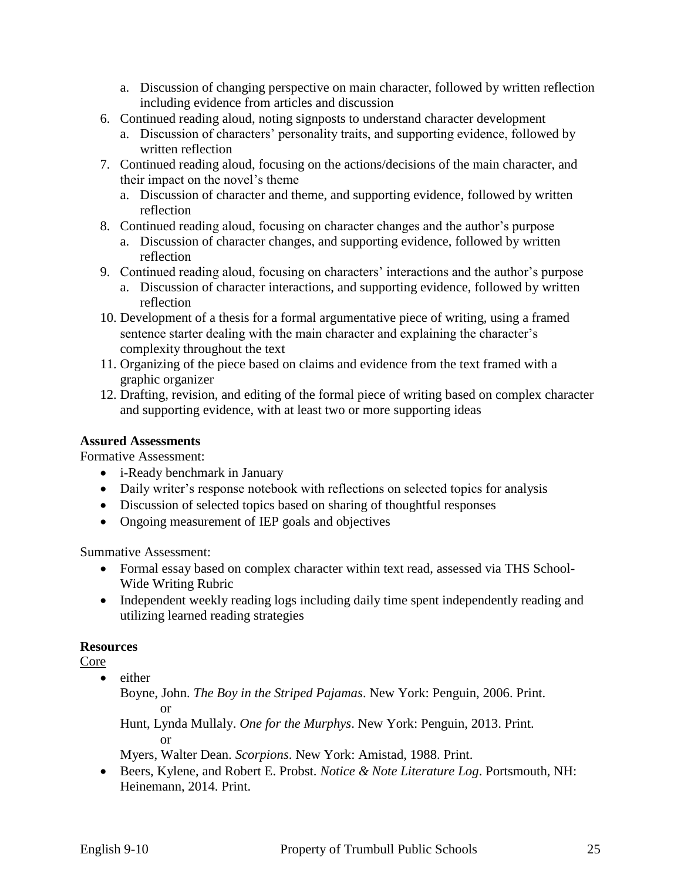a. Discussion of changing perspective on main character, followed by written reflection including evidence from articles and discussion

6. Continued reading aloud, noting signposts to understand character development
   a. Discussion of characters' personality traits, and supporting evidence, followed by written reflection
7. Continued reading aloud, focusing on the actions/decisions of the main character, and their impact on the novel's theme
   a. Discussion of character and theme, and supporting evidence, followed by written reflection
8. Continued reading aloud, focusing on character changes and the author's purpose
   a. Discussion of character changes, and supporting evidence, followed by written reflection
9. Continued reading aloud, focusing on characters' interactions and the author's purpose
   a. Discussion of character interactions, and supporting evidence, followed by written reflection
10. Development of a thesis for a formal argumentative piece of writing, using a framed sentence starter dealing with the main character and explaining the character's complexity throughout the text
11. Organizing of the piece based on claims and evidence from the text framed with a graphic organizer
12. Drafting, revision, and editing of the formal piece of writing based on complex character and supporting evidence, with at least two or more supporting ideas

**Assured Assessments**

Formative Assessment:

- i-Ready benchmark in January
- Daily writer's response notebook with reflections on selected topics for analysis
- Discussion of selected topics based on sharing of thoughtful responses
- Ongoing measurement of IEP goals and objectives

Summative Assessment:

- Formal essay based on complex character within text read, assessed via THS School-Wide Writing Rubric
- Independent weekly reading logs including daily time spent independently reading and utilizing learned reading strategies

**Resources**

Core

- either

  Boyne, John. *The Boy in the Striped Pajamas*. New York: Penguin, 2006. Print.

  or

  Hunt, Lynda Mullaly. *One for the Murphys*. New York: Penguin, 2013. Print.

  or

  Myers, Walter Dean. *Scorpions*. New York: Amistad, 1988. Print.
- Beers, Kylene, and Robert E. Probst. *Notice & Note Literature Log*. Portsmouth, NH: Heinemann, 2014. Print.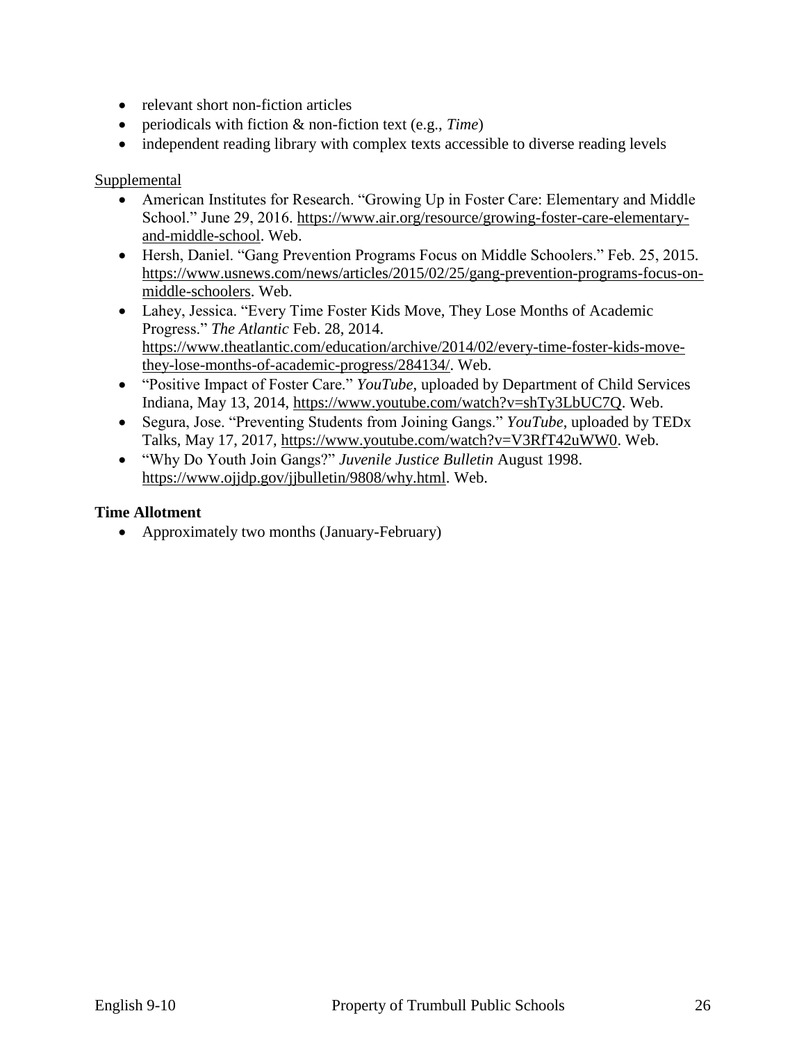- relevant short non-fiction articles
- periodicals with fiction & non-fiction text (e.g., *Time*)
- independent reading library with complex texts accessible to diverse reading levels

Supplemental

- American Institutes for Research. "Growing Up in Foster Care: Elementary and Middle School." June 29, 2016. https://www.air.org/resource/growing-foster-care-elementary-and-middle-school. Web.
- Hersh, Daniel. "Gang Prevention Programs Focus on Middle Schoolers." Feb. 25, 2015. https://www.usnews.com/news/articles/2015/02/25/gang-prevention-programs-focus-on-middle-schoolers. Web.
- Lahey, Jessica. "Every Time Foster Kids Move, They Lose Months of Academic Progress." *The Atlantic* Feb. 28, 2014. https://www.theatlantic.com/education/archive/2014/02/every-time-foster-kids-move-they-lose-months-of-academic-progress/284134/. Web.
- "Positive Impact of Foster Care." *YouTube*, uploaded by Department of Child Services Indiana, May 13, 2014, https://www.youtube.com/watch?v=shTy3LbUC7Q. Web.
- Segura, Jose. "Preventing Students from Joining Gangs." *YouTube*, uploaded by TEDx Talks, May 17, 2017, https://www.youtube.com/watch?v=V3RfT42uWW0. Web.
- "Why Do Youth Join Gangs?" *Juvenile Justice Bulletin* August 1998. https://www.ojjdp.gov/jjbulletin/9808/why.html. Web.

**Time Allotment**

- Approximately two months (January-February)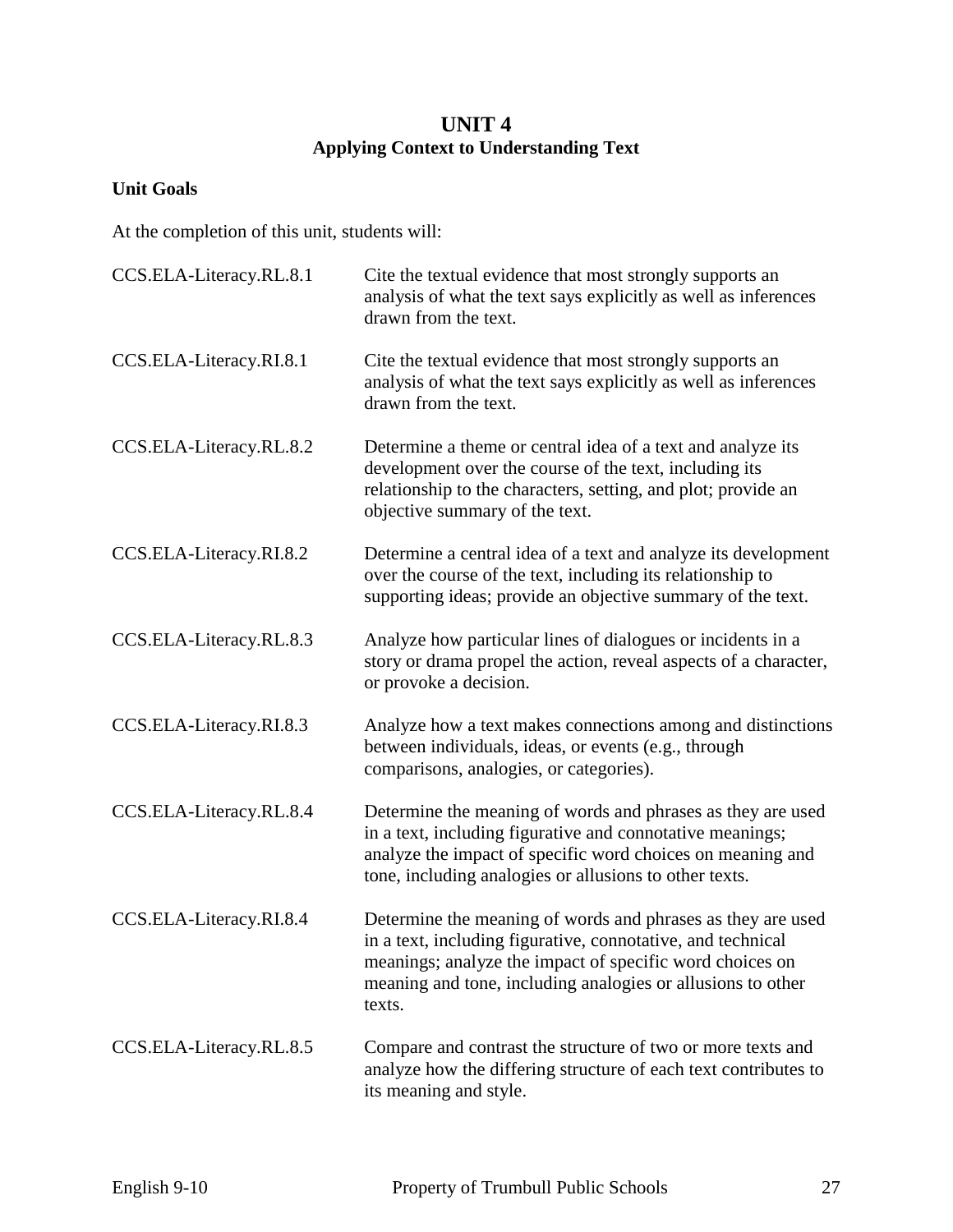# UNIT 4
## Applying Context to Understanding Text

**Unit Goals**

At the completion of this unit, students will:

| | |
|---|---|
| CCS.ELA-Literacy.RL.8.1 | Cite the textual evidence that most strongly supports an analysis of what the text says explicitly as well as inferences drawn from the text. |
| CCS.ELA-Literacy.RI.8.1 | Cite the textual evidence that most strongly supports an analysis of what the text says explicitly as well as inferences drawn from the text. |
| CCS.ELA-Literacy.RL.8.2 | Determine a theme or central idea of a text and analyze its development over the course of the text, including its relationship to the characters, setting, and plot; provide an objective summary of the text. |
| CCS.ELA-Literacy.RI.8.2 | Determine a central idea of a text and analyze its development over the course of the text, including its relationship to supporting ideas; provide an objective summary of the text. |
| CCS.ELA-Literacy.RL.8.3 | Analyze how particular lines of dialogues or incidents in a story or drama propel the action, reveal aspects of a character, or provoke a decision. |
| CCS.ELA-Literacy.RI.8.3 | Analyze how a text makes connections among and distinctions between individuals, ideas, or events (e.g., through comparisons, analogies, or categories). |
| CCS.ELA-Literacy.RL.8.4 | Determine the meaning of words and phrases as they are used in a text, including figurative and connotative meanings; analyze the impact of specific word choices on meaning and tone, including analogies or allusions to other texts. |
| CCS.ELA-Literacy.RI.8.4 | Determine the meaning of words and phrases as they are used in a text, including figurative, connotative, and technical meanings; analyze the impact of specific word choices on meaning and tone, including analogies or allusions to other texts. |
| CCS.ELA-Literacy.RL.8.5 | Compare and contrast the structure of two or more texts and analyze how the differing structure of each text contributes to its meaning and style. |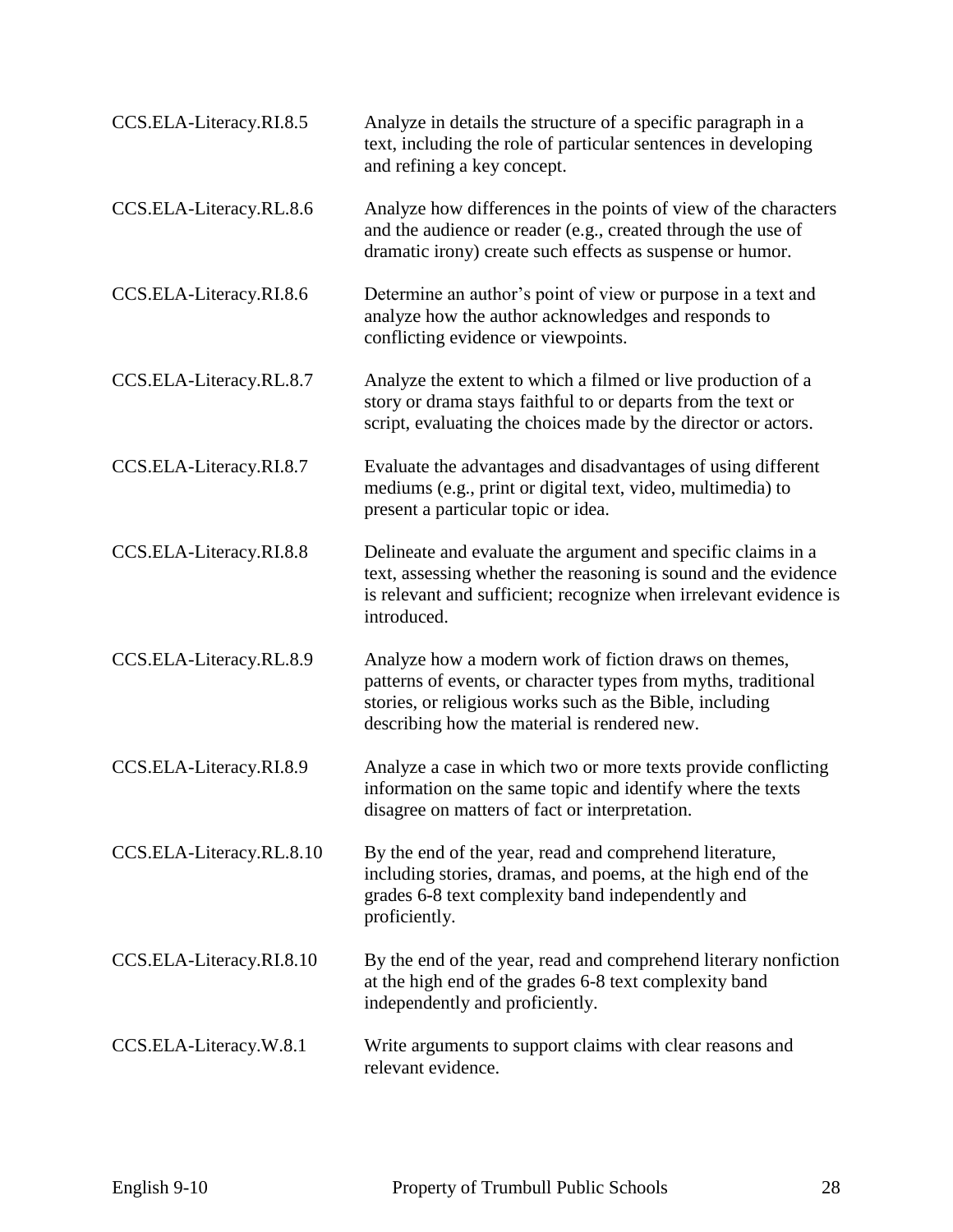| | |
|---|---|
| CCS.ELA-Literacy.RI.8.5 | Analyze in details the structure of a specific paragraph in a text, including the role of particular sentences in developing and refining a key concept. |
| CCS.ELA-Literacy.RL.8.6 | Analyze how differences in the points of view of the characters and the audience or reader (e.g., created through the use of dramatic irony) create such effects as suspense or humor. |
| CCS.ELA-Literacy.RI.8.6 | Determine an author's point of view or purpose in a text and analyze how the author acknowledges and responds to conflicting evidence or viewpoints. |
| CCS.ELA-Literacy.RL.8.7 | Analyze the extent to which a filmed or live production of a story or drama stays faithful to or departs from the text or script, evaluating the choices made by the director or actors. |
| CCS.ELA-Literacy.RI.8.7 | Evaluate the advantages and disadvantages of using different mediums (e.g., print or digital text, video, multimedia) to present a particular topic or idea. |
| CCS.ELA-Literacy.RI.8.8 | Delineate and evaluate the argument and specific claims in a text, assessing whether the reasoning is sound and the evidence is relevant and sufficient; recognize when irrelevant evidence is introduced. |
| CCS.ELA-Literacy.RL.8.9 | Analyze how a modern work of fiction draws on themes, patterns of events, or character types from myths, traditional stories, or religious works such as the Bible, including describing how the material is rendered new. |
| CCS.ELA-Literacy.RI.8.9 | Analyze a case in which two or more texts provide conflicting information on the same topic and identify where the texts disagree on matters of fact or interpretation. |
| CCS.ELA-Literacy.RL.8.10 | By the end of the year, read and comprehend literature, including stories, dramas, and poems, at the high end of the grades 6-8 text complexity band independently and proficiently. |
| CCS.ELA-Literacy.RI.8.10 | By the end of the year, read and comprehend literary nonfiction at the high end of the grades 6-8 text complexity band independently and proficiently. |
| CCS.ELA-Literacy.W.8.1 | Write arguments to support claims with clear reasons and relevant evidence. |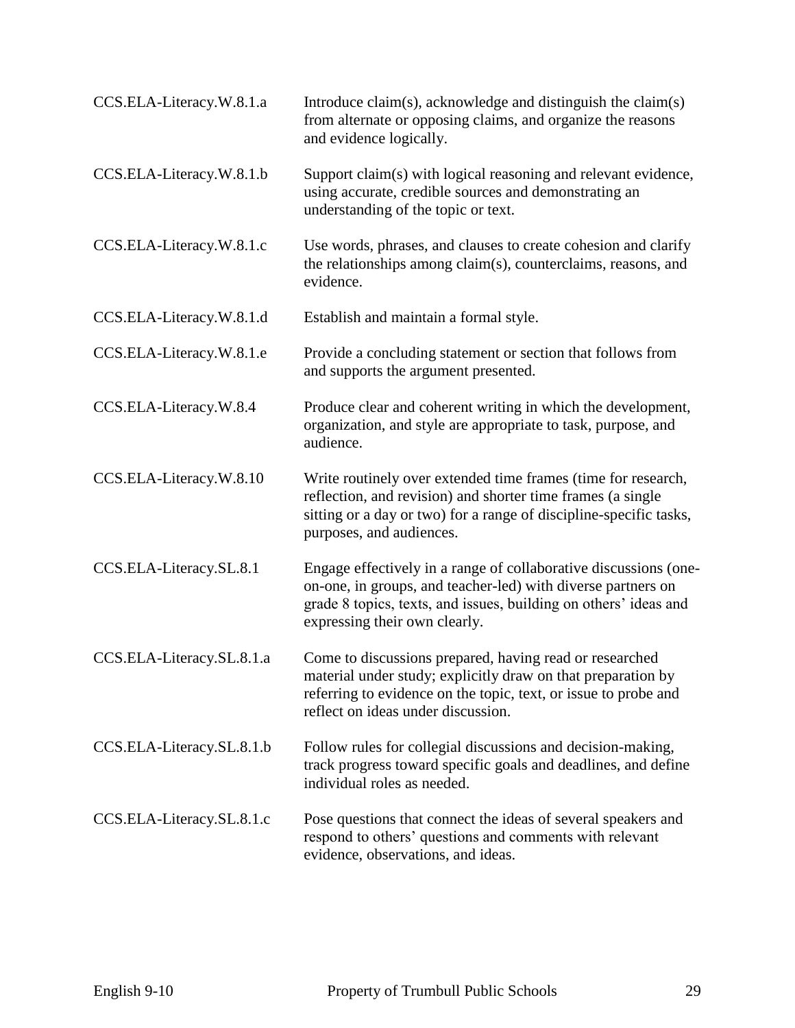| | |
|---|---|
| CCS.ELA-Literacy.W.8.1.a | Introduce claim(s), acknowledge and distinguish the claim(s) from alternate or opposing claims, and organize the reasons and evidence logically. |
| CCS.ELA-Literacy.W.8.1.b | Support claim(s) with logical reasoning and relevant evidence, using accurate, credible sources and demonstrating an understanding of the topic or text. |
| CCS.ELA-Literacy.W.8.1.c | Use words, phrases, and clauses to create cohesion and clarify the relationships among claim(s), counterclaims, reasons, and evidence. |
| CCS.ELA-Literacy.W.8.1.d | Establish and maintain a formal style. |
| CCS.ELA-Literacy.W.8.1.e | Provide a concluding statement or section that follows from and supports the argument presented. |
| CCS.ELA-Literacy.W.8.4 | Produce clear and coherent writing in which the development, organization, and style are appropriate to task, purpose, and audience. |
| CCS.ELA-Literacy.W.8.10 | Write routinely over extended time frames (time for research, reflection, and revision) and shorter time frames (a single sitting or a day or two) for a range of discipline-specific tasks, purposes, and audiences. |
| CCS.ELA-Literacy.SL.8.1 | Engage effectively in a range of collaborative discussions (one-on-one, in groups, and teacher-led) with diverse partners on grade 8 topics, texts, and issues, building on others' ideas and expressing their own clearly. |
| CCS.ELA-Literacy.SL.8.1.a | Come to discussions prepared, having read or researched material under study; explicitly draw on that preparation by referring to evidence on the topic, text, or issue to probe and reflect on ideas under discussion. |
| CCS.ELA-Literacy.SL.8.1.b | Follow rules for collegial discussions and decision-making, track progress toward specific goals and deadlines, and define individual roles as needed. |
| CCS.ELA-Literacy.SL.8.1.c | Pose questions that connect the ideas of several speakers and respond to others' questions and comments with relevant evidence, observations, and ideas. |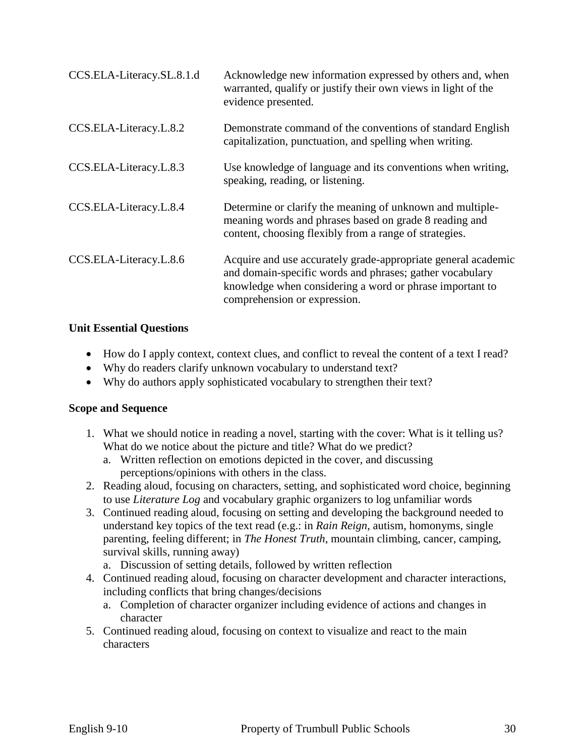| | |
|---|---|
| CCS.ELA-Literacy.SL.8.1.d | Acknowledge new information expressed by others and, when warranted, qualify or justify their own views in light of the evidence presented. |
| CCS.ELA-Literacy.L.8.2 | Demonstrate command of the conventions of standard English capitalization, punctuation, and spelling when writing. |
| CCS.ELA-Literacy.L.8.3 | Use knowledge of language and its conventions when writing, speaking, reading, or listening. |
| CCS.ELA-Literacy.L.8.4 | Determine or clarify the meaning of unknown and multiple-meaning words and phrases based on grade 8 reading and content, choosing flexibly from a range of strategies. |
| CCS.ELA-Literacy.L.8.6 | Acquire and use accurately grade-appropriate general academic and domain-specific words and phrases; gather vocabulary knowledge when considering a word or phrase important to comprehension or expression. |

**Unit Essential Questions**

- How do I apply context, context clues, and conflict to reveal the content of a text I read?
- Why do readers clarify unknown vocabulary to understand text?
- Why do authors apply sophisticated vocabulary to strengthen their text?

**Scope and Sequence**

1. What we should notice in reading a novel, starting with the cover: What is it telling us? What do we notice about the picture and title? What do we predict?
   a. Written reflection on emotions depicted in the cover, and discussing perceptions/opinions with others in the class.
2. Reading aloud, focusing on characters, setting, and sophisticated word choice, beginning to use *Literature Log* and vocabulary graphic organizers to log unfamiliar words
3. Continued reading aloud, focusing on setting and developing the background needed to understand key topics of the text read (e.g.: in *Rain Reign*, autism, homonyms, single parenting, feeling different; in *The Honest Truth*, mountain climbing, cancer, camping, survival skills, running away)
   a. Discussion of setting details, followed by written reflection
4. Continued reading aloud, focusing on character development and character interactions, including conflicts that bring changes/decisions
   a. Completion of character organizer including evidence of actions and changes in character
5. Continued reading aloud, focusing on context to visualize and react to the main characters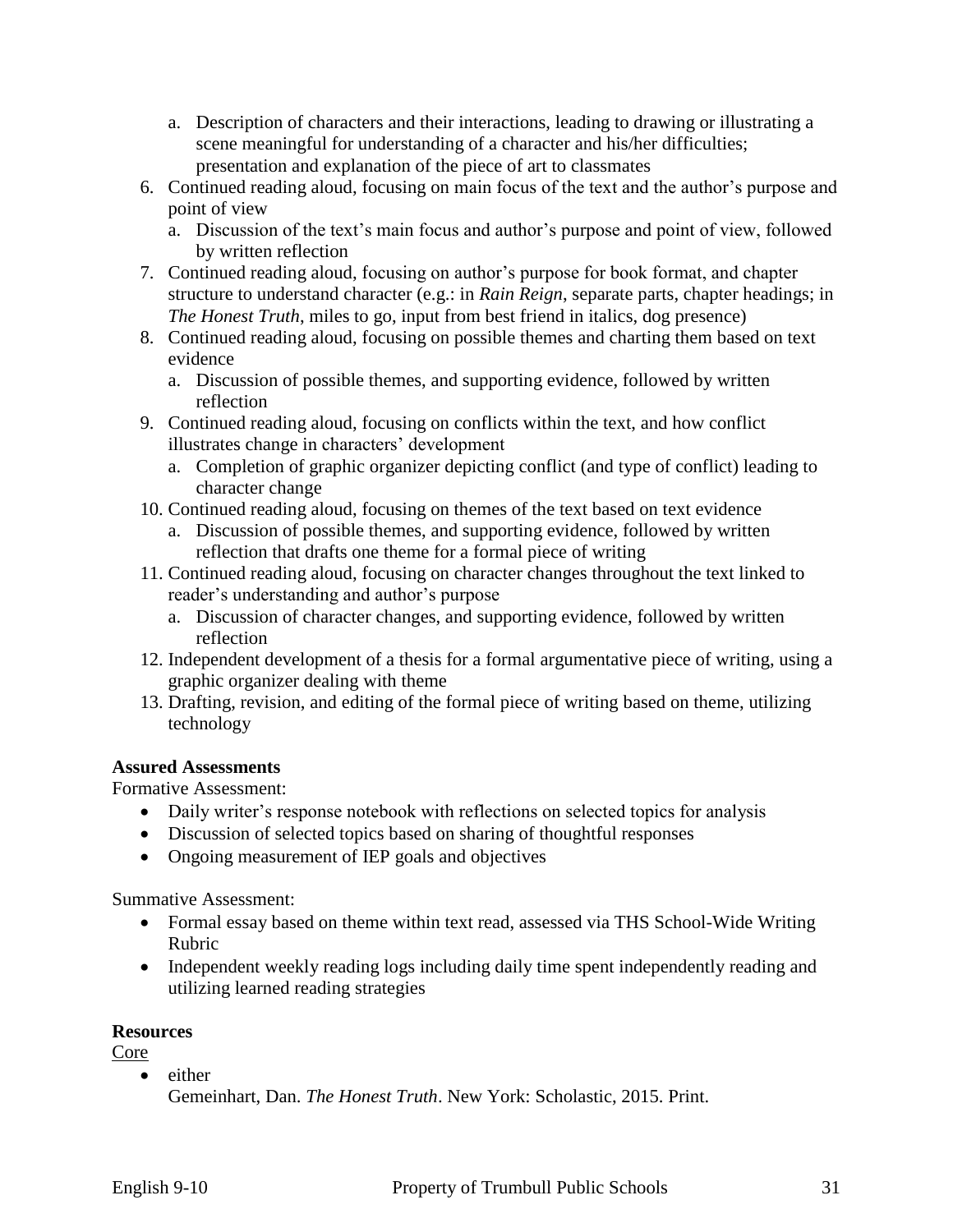a. Description of characters and their interactions, leading to drawing or illustrating a scene meaningful for understanding of a character and his/her difficulties; presentation and explanation of the piece of art to classmates
6. Continued reading aloud, focusing on main focus of the text and the author's purpose and point of view
   a. Discussion of the text's main focus and author's purpose and point of view, followed by written reflection
7. Continued reading aloud, focusing on author's purpose for book format, and chapter structure to understand character (e.g.: in *Rain Reign*, separate parts, chapter headings; in *The Honest Truth*, miles to go, input from best friend in italics, dog presence)
8. Continued reading aloud, focusing on possible themes and charting them based on text evidence
   a. Discussion of possible themes, and supporting evidence, followed by written reflection
9. Continued reading aloud, focusing on conflicts within the text, and how conflict illustrates change in characters' development
   a. Completion of graphic organizer depicting conflict (and type of conflict) leading to character change
10. Continued reading aloud, focusing on themes of the text based on text evidence
    a. Discussion of possible themes, and supporting evidence, followed by written reflection that drafts one theme for a formal piece of writing
11. Continued reading aloud, focusing on character changes throughout the text linked to reader's understanding and author's purpose
    a. Discussion of character changes, and supporting evidence, followed by written reflection
12. Independent development of a thesis for a formal argumentative piece of writing, using a graphic organizer dealing with theme
13. Drafting, revision, and editing of the formal piece of writing based on theme, utilizing technology

**Assured Assessments**

Formative Assessment:

- Daily writer's response notebook with reflections on selected topics for analysis
- Discussion of selected topics based on sharing of thoughtful responses
- Ongoing measurement of IEP goals and objectives

Summative Assessment:

- Formal essay based on theme within text read, assessed via THS School-Wide Writing Rubric
- Independent weekly reading logs including daily time spent independently reading and utilizing learned reading strategies

**Resources**

Core

- either
  Gemeinhart, Dan. *The Honest Truth*. New York: Scholastic, 2015. Print.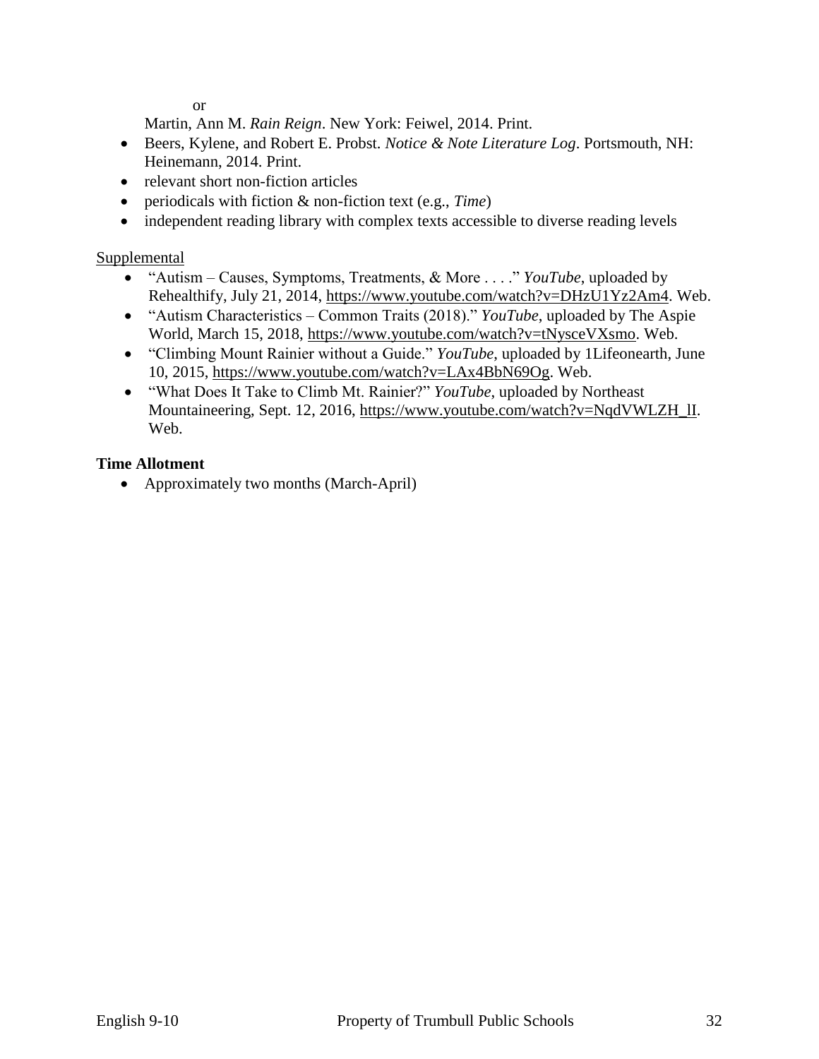or

Martin, Ann M. *Rain Reign*. New York: Feiwel, 2014. Print.

- Beers, Kylene, and Robert E. Probst. *Notice & Note Literature Log*. Portsmouth, NH: Heinemann, 2014. Print.
- relevant short non-fiction articles
- periodicals with fiction & non-fiction text (e.g., *Time*)
- independent reading library with complex texts accessible to diverse reading levels

Supplemental

- "Autism – Causes, Symptoms, Treatments, & More . . . ." *YouTube*, uploaded by Rehealthify, July 21, 2014, https://www.youtube.com/watch?v=DHzU1Yz2Am4. Web.
- "Autism Characteristics – Common Traits (2018)." *YouTube*, uploaded by The Aspie World, March 15, 2018, https://www.youtube.com/watch?v=tNysceVXsmo. Web.
- "Climbing Mount Rainier without a Guide." *YouTube*, uploaded by 1Lifeonearth, June 10, 2015, https://www.youtube.com/watch?v=LAx4BbN69Og. Web.
- "What Does It Take to Climb Mt. Rainier?" *YouTube*, uploaded by Northeast Mountaineering, Sept. 12, 2016, https://www.youtube.com/watch?v=NqdVWLZH_lI. Web.

**Time Allotment**

- Approximately two months (March-April)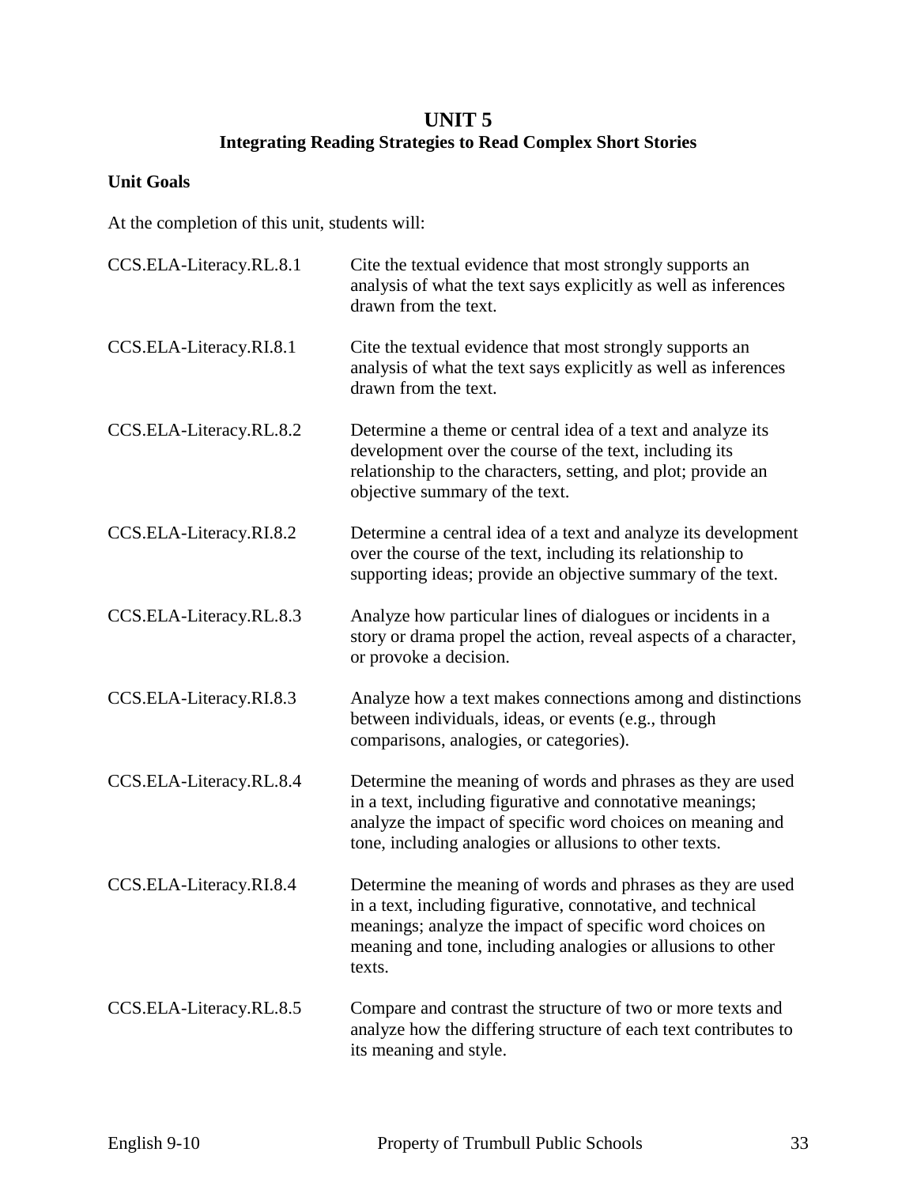# UNIT 5
## Integrating Reading Strategies to Read Complex Short Stories

**Unit Goals**

At the completion of this unit, students will:

| | |
|---|---|
| CCS.ELA-Literacy.RL.8.1 | Cite the textual evidence that most strongly supports an analysis of what the text says explicitly as well as inferences drawn from the text. |
| CCS.ELA-Literacy.RI.8.1 | Cite the textual evidence that most strongly supports an analysis of what the text says explicitly as well as inferences drawn from the text. |
| CCS.ELA-Literacy.RL.8.2 | Determine a theme or central idea of a text and analyze its development over the course of the text, including its relationship to the characters, setting, and plot; provide an objective summary of the text. |
| CCS.ELA-Literacy.RI.8.2 | Determine a central idea of a text and analyze its development over the course of the text, including its relationship to supporting ideas; provide an objective summary of the text. |
| CCS.ELA-Literacy.RL.8.3 | Analyze how particular lines of dialogues or incidents in a story or drama propel the action, reveal aspects of a character, or provoke a decision. |
| CCS.ELA-Literacy.RI.8.3 | Analyze how a text makes connections among and distinctions between individuals, ideas, or events (e.g., through comparisons, analogies, or categories). |
| CCS.ELA-Literacy.RL.8.4 | Determine the meaning of words and phrases as they are used in a text, including figurative and connotative meanings; analyze the impact of specific word choices on meaning and tone, including analogies or allusions to other texts. |
| CCS.ELA-Literacy.RI.8.4 | Determine the meaning of words and phrases as they are used in a text, including figurative, connotative, and technical meanings; analyze the impact of specific word choices on meaning and tone, including analogies or allusions to other texts. |
| CCS.ELA-Literacy.RL.8.5 | Compare and contrast the structure of two or more texts and analyze how the differing structure of each text contributes to its meaning and style. |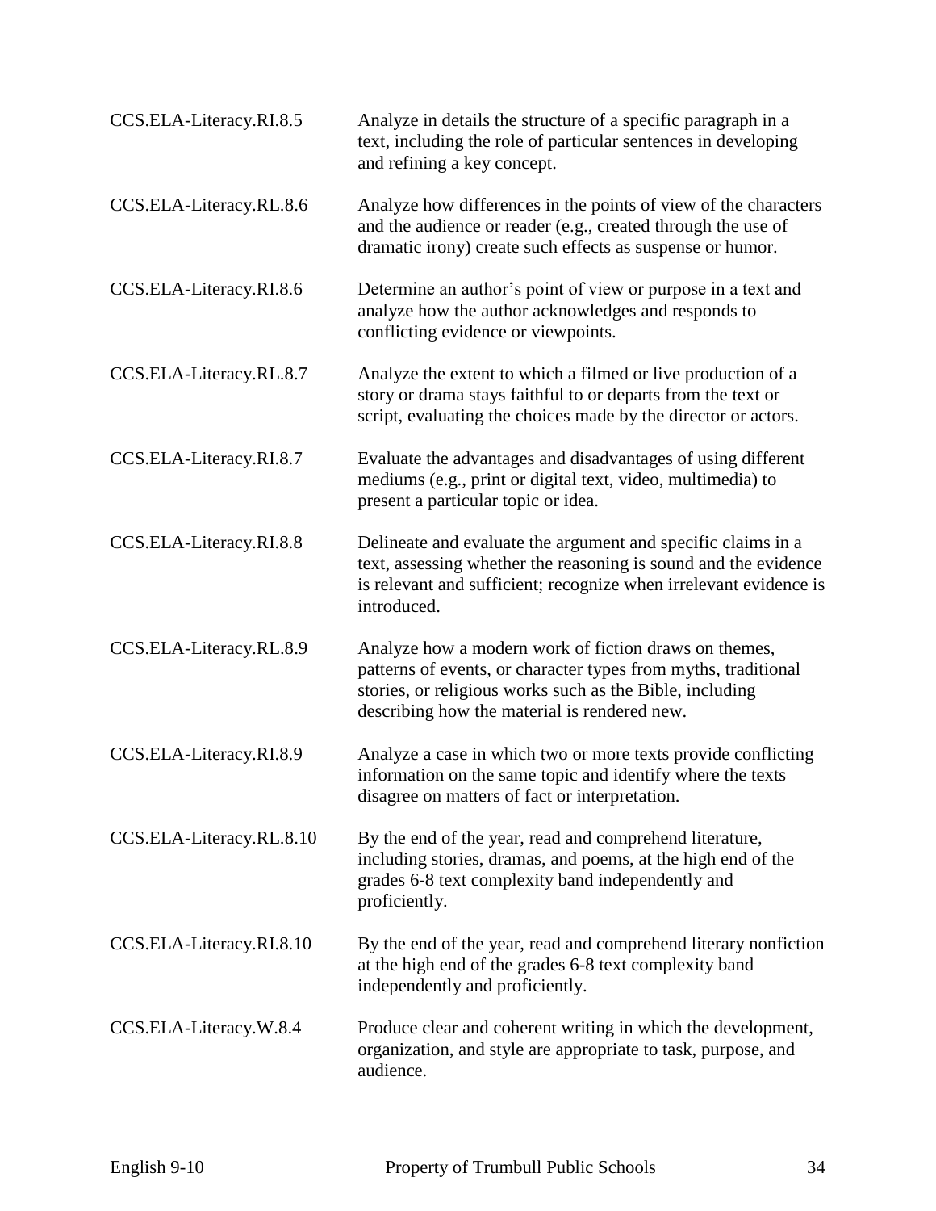| | |
|---|---|
| CCS.ELA-Literacy.RI.8.5 | Analyze in details the structure of a specific paragraph in a text, including the role of particular sentences in developing and refining a key concept. |
| CCS.ELA-Literacy.RL.8.6 | Analyze how differences in the points of view of the characters and the audience or reader (e.g., created through the use of dramatic irony) create such effects as suspense or humor. |
| CCS.ELA-Literacy.RI.8.6 | Determine an author's point of view or purpose in a text and analyze how the author acknowledges and responds to conflicting evidence or viewpoints. |
| CCS.ELA-Literacy.RL.8.7 | Analyze the extent to which a filmed or live production of a story or drama stays faithful to or departs from the text or script, evaluating the choices made by the director or actors. |
| CCS.ELA-Literacy.RI.8.7 | Evaluate the advantages and disadvantages of using different mediums (e.g., print or digital text, video, multimedia) to present a particular topic or idea. |
| CCS.ELA-Literacy.RI.8.8 | Delineate and evaluate the argument and specific claims in a text, assessing whether the reasoning is sound and the evidence is relevant and sufficient; recognize when irrelevant evidence is introduced. |
| CCS.ELA-Literacy.RL.8.9 | Analyze how a modern work of fiction draws on themes, patterns of events, or character types from myths, traditional stories, or religious works such as the Bible, including describing how the material is rendered new. |
| CCS.ELA-Literacy.RI.8.9 | Analyze a case in which two or more texts provide conflicting information on the same topic and identify where the texts disagree on matters of fact or interpretation. |
| CCS.ELA-Literacy.RL.8.10 | By the end of the year, read and comprehend literature, including stories, dramas, and poems, at the high end of the grades 6-8 text complexity band independently and proficiently. |
| CCS.ELA-Literacy.RI.8.10 | By the end of the year, read and comprehend literary nonfiction at the high end of the grades 6-8 text complexity band independently and proficiently. |
| CCS.ELA-Literacy.W.8.4 | Produce clear and coherent writing in which the development, organization, and style are appropriate to task, purpose, and audience. |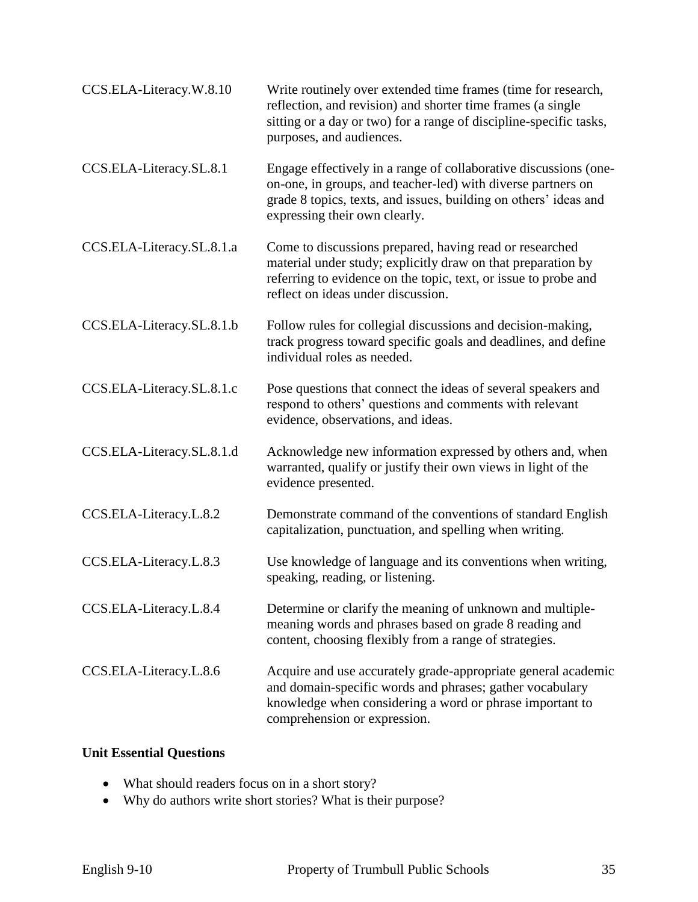| | |
|---|---|
| CCS.ELA-Literacy.W.8.10 | Write routinely over extended time frames (time for research, reflection, and revision) and shorter time frames (a single sitting or a day or two) for a range of discipline-specific tasks, purposes, and audiences. |
| CCS.ELA-Literacy.SL.8.1 | Engage effectively in a range of collaborative discussions (one-on-one, in groups, and teacher-led) with diverse partners on grade 8 topics, texts, and issues, building on others' ideas and expressing their own clearly. |
| CCS.ELA-Literacy.SL.8.1.a | Come to discussions prepared, having read or researched material under study; explicitly draw on that preparation by referring to evidence on the topic, text, or issue to probe and reflect on ideas under discussion. |
| CCS.ELA-Literacy.SL.8.1.b | Follow rules for collegial discussions and decision-making, track progress toward specific goals and deadlines, and define individual roles as needed. |
| CCS.ELA-Literacy.SL.8.1.c | Pose questions that connect the ideas of several speakers and respond to others' questions and comments with relevant evidence, observations, and ideas. |
| CCS.ELA-Literacy.SL.8.1.d | Acknowledge new information expressed by others and, when warranted, qualify or justify their own views in light of the evidence presented. |
| CCS.ELA-Literacy.L.8.2 | Demonstrate command of the conventions of standard English capitalization, punctuation, and spelling when writing. |
| CCS.ELA-Literacy.L.8.3 | Use knowledge of language and its conventions when writing, speaking, reading, or listening. |
| CCS.ELA-Literacy.L.8.4 | Determine or clarify the meaning of unknown and multiple-meaning words and phrases based on grade 8 reading and content, choosing flexibly from a range of strategies. |
| CCS.ELA-Literacy.L.8.6 | Acquire and use accurately grade-appropriate general academic and domain-specific words and phrases; gather vocabulary knowledge when considering a word or phrase important to comprehension or expression. |

**Unit Essential Questions**

- What should readers focus on in a short story?
- Why do authors write short stories? What is their purpose?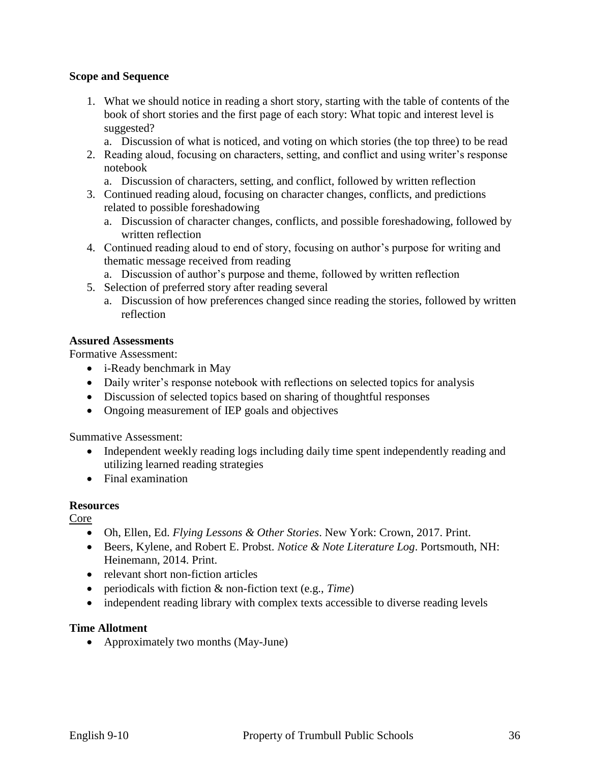**Scope and Sequence**

1. What we should notice in reading a short story, starting with the table of contents of the book of short stories and the first page of each story: What topic and interest level is suggested?
    a. Discussion of what is noticed, and voting on which stories (the top three) to be read
2. Reading aloud, focusing on characters, setting, and conflict and using writer's response notebook
    a. Discussion of characters, setting, and conflict, followed by written reflection
3. Continued reading aloud, focusing on character changes, conflicts, and predictions related to possible foreshadowing
    a. Discussion of character changes, conflicts, and possible foreshadowing, followed by written reflection
4. Continued reading aloud to end of story, focusing on author's purpose for writing and thematic message received from reading
    a. Discussion of author's purpose and theme, followed by written reflection
5. Selection of preferred story after reading several
    a. Discussion of how preferences changed since reading the stories, followed by written reflection

**Assured Assessments**

Formative Assessment:

- i-Ready benchmark in May
- Daily writer's response notebook with reflections on selected topics for analysis
- Discussion of selected topics based on sharing of thoughtful responses
- Ongoing measurement of IEP goals and objectives

Summative Assessment:

- Independent weekly reading logs including daily time spent independently reading and utilizing learned reading strategies
- Final examination

**Resources**

Core

- Oh, Ellen, Ed. *Flying Lessons & Other Stories*. New York: Crown, 2017. Print.
- Beers, Kylene, and Robert E. Probst. *Notice & Note Literature Log*. Portsmouth, NH: Heinemann, 2014. Print.
- relevant short non-fiction articles
- periodicals with fiction & non-fiction text (e.g., *Time*)
- independent reading library with complex texts accessible to diverse reading levels

**Time Allotment**

- Approximately two months (May-June)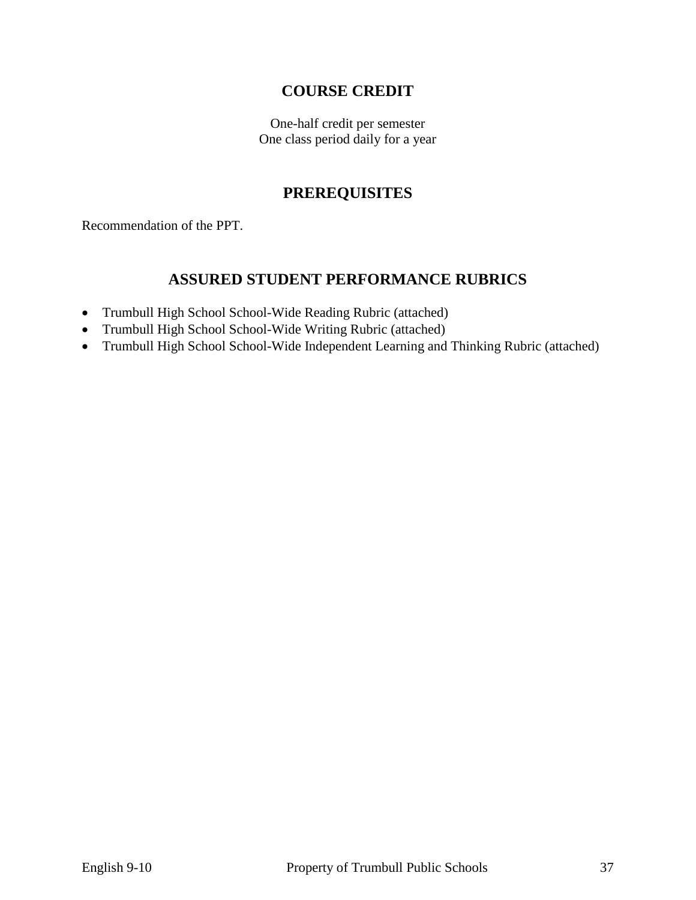## COURSE CREDIT

One-half credit per semester
One class period daily for a year

## PREREQUISITES

Recommendation of the PPT.

## ASSURED STUDENT PERFORMANCE RUBRICS

- Trumbull High School School-Wide Reading Rubric (attached)
- Trumbull High School School-Wide Writing Rubric (attached)
- Trumbull High School School-Wide Independent Learning and Thinking Rubric (attached)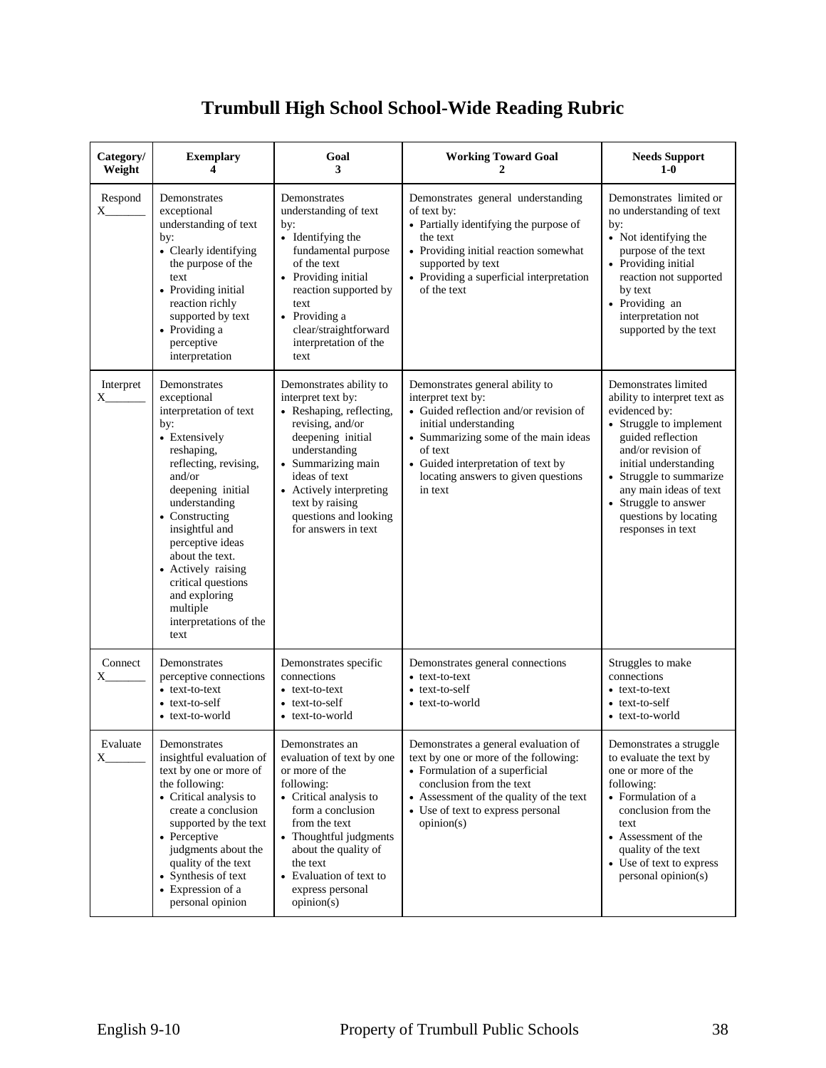# Trumbull High School School-Wide Reading Rubric

| Category/ Weight | Exemplary 4 | Goal 3 | Working Toward Goal 2 | Needs Support 1-0 |
|---|---|---|---|---|
| Respond X_______ | Demonstrates exceptional understanding of text by: <br>• Clearly identifying the purpose of the text <br>• Providing initial reaction richly supported by text <br>• Providing a perceptive interpretation | Demonstrates understanding of text by: <br>• Identifying the fundamental purpose of the text <br>• Providing initial reaction supported by text <br>• Providing a clear/straightforward interpretation of the text | Demonstrates general understanding of text by: <br>• Partially identifying the purpose of the text <br>• Providing initial reaction somewhat supported by text <br>• Providing a superficial interpretation of the text | Demonstrates limited or no understanding of text by: <br>• Not identifying the purpose of the text <br>• Providing initial reaction not supported by text <br>• Providing an interpretation not supported by the text |
| Interpret X_______ | Demonstrates exceptional interpretation of text by: <br>• Extensively reshaping, reflecting, revising, and/or deepening initial understanding <br>• Constructing insightful and perceptive ideas about the text. <br>• Actively raising critical questions and exploring multiple interpretations of the text | Demonstrates ability to interpret text by: <br>• Reshaping, reflecting, revising, and/or deepening initial understanding <br>• Summarizing main ideas of text <br>• Actively interpreting text by raising questions and looking for answers in text | Demonstrates general ability to interpret text by: <br>• Guided reflection and/or revision of initial understanding <br>• Summarizing some of the main ideas of text <br>• Guided interpretation of text by locating answers to given questions in text | Demonstrates limited ability to interpret text as evidenced by: <br>• Struggle to implement guided reflection and/or revision of initial understanding <br>• Struggle to summarize any main ideas of text <br>• Struggle to answer questions by locating responses in text |
| Connect X_______ | Demonstrates perceptive connections <br>• text-to-text <br>• text-to-self <br>• text-to-world | Demonstrates specific connections <br>• text-to-text <br>• text-to-self <br>• text-to-world | Demonstrates general connections <br>• text-to-text <br>• text-to-self <br>• text-to-world | Struggles to make connections <br>• text-to-text <br>• text-to-self <br>• text-to-world |
| Evaluate X_______ | Demonstrates insightful evaluation of text by one or more of the following: <br>• Critical analysis to create a conclusion supported by the text <br>• Perceptive judgments about the quality of the text <br>• Synthesis of text <br>• Expression of a personal opinion | Demonstrates an evaluation of text by one or more of the following: <br>• Critical analysis to form a conclusion from the text <br>• Thoughtful judgments about the quality of the text <br>• Evaluation of text to express personal opinion(s) | Demonstrates a general evaluation of text by one or more of the following: <br>• Formulation of a superficial conclusion from the text <br>• Assessment of the quality of the text <br>• Use of text to express personal opinion(s) | Demonstrates a struggle to evaluate the text by one or more of the following: <br>• Formulation of a conclusion from the text <br>• Assessment of the quality of the text <br>• Use of text to express personal opinion(s) |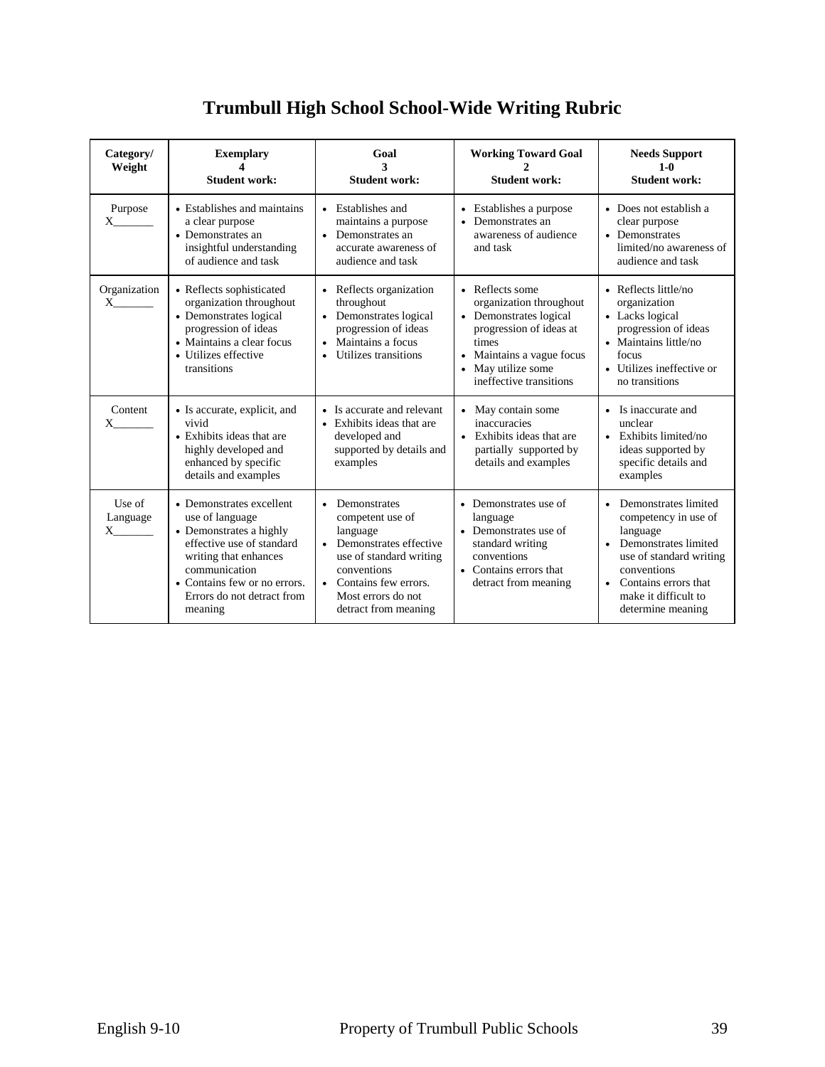# Trumbull High School School-Wide Writing Rubric

| Category/ Weight | Exemplary 4 Student work: | Goal 3 Student work: | Working Toward Goal 2 Student work: | Needs Support 1-0 Student work: |
|---|---|---|---|---|
| Purpose X_______ | • Establishes and maintains a clear purpose<br>• Demonstrates an insightful understanding of audience and task | • Establishes and maintains a purpose<br>• Demonstrates an accurate awareness of audience and task | • Establishes a purpose<br>• Demonstrates an awareness of audience and task | • Does not establish a clear purpose<br>• Demonstrates limited/no awareness of audience and task |
| Organization X_______ | • Reflects sophisticated organization throughout<br>• Demonstrates logical progression of ideas<br>• Maintains a clear focus<br>• Utilizes effective transitions | • Reflects organization throughout<br>• Demonstrates logical progression of ideas<br>• Maintains a focus<br>• Utilizes transitions | • Reflects some organization throughout<br>• Demonstrates logical progression of ideas at times<br>• Maintains a vague focus<br>• May utilize some ineffective transitions | • Reflects little/no organization<br>• Lacks logical progression of ideas<br>• Maintains little/no focus<br>• Utilizes ineffective or no transitions |
| Content X_______ | • Is accurate, explicit, and vivid<br>• Exhibits ideas that are highly developed and enhanced by specific details and examples | • Is accurate and relevant<br>• Exhibits ideas that are developed and supported by details and examples | • May contain some inaccuracies<br>• Exhibits ideas that are partially supported by details and examples | • Is inaccurate and unclear<br>• Exhibits limited/no ideas supported by specific details and examples |
| Use of Language X_______ | • Demonstrates excellent use of language<br>• Demonstrates a highly effective use of standard writing that enhances communication<br>• Contains few or no errors. Errors do not detract from meaning | • Demonstrates competent use of language<br>• Demonstrates effective use of standard writing conventions<br>• Contains few errors. Most errors do not detract from meaning | • Demonstrates use of language<br>• Demonstrates use of standard writing conventions<br>• Contains errors that detract from meaning | • Demonstrates limited competency in use of language<br>• Demonstrates limited use of standard writing conventions<br>• Contains errors that make it difficult to determine meaning |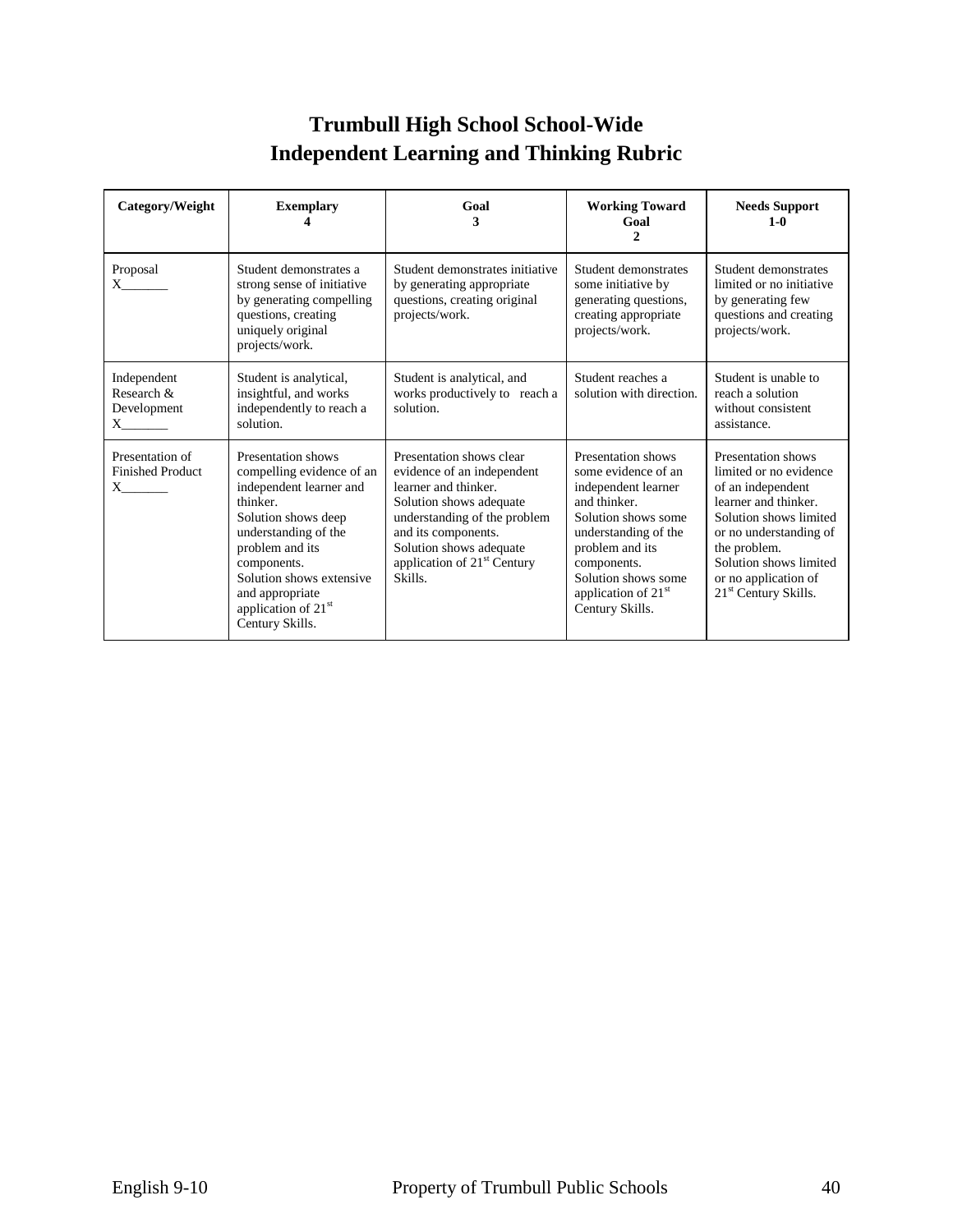# Trumbull High School School-Wide
# Independent Learning and Thinking Rubric

| Category/Weight | Exemplary<br>4 | Goal<br>3 | Working Toward Goal<br>2 | Needs Support<br>1-0 |
|---|---|---|---|---|
| Proposal<br>X_______ | Student demonstrates a strong sense of initiative by generating compelling questions, creating uniquely original projects/work. | Student demonstrates initiative by generating appropriate questions, creating original projects/work. | Student demonstrates some initiative by generating questions, creating appropriate projects/work. | Student demonstrates limited or no initiative by generating few questions and creating projects/work. |
| Independent Research & Development<br>X_______ | Student is analytical, insightful, and works independently to reach a solution. | Student is analytical, and works productively to reach a solution. | Student reaches a solution with direction. | Student is unable to reach a solution without consistent assistance. |
| Presentation of Finished Product<br>X_______ | Presentation shows compelling evidence of an independent learner and thinker.<br>Solution shows deep understanding of the problem and its components.<br>Solution shows extensive and appropriate application of 21st Century Skills. | Presentation shows clear evidence of an independent learner and thinker.<br>Solution shows adequate understanding of the problem and its components.<br>Solution shows adequate application of 21st Century Skills. | Presentation shows some evidence of an independent learner and thinker.<br>Solution shows some understanding of the problem and its components.<br>Solution shows some application of 21st Century Skills. | Presentation shows limited or no evidence of an independent learner and thinker.<br>Solution shows limited or no understanding of the problem.<br>Solution shows limited or no application of 21st Century Skills. |